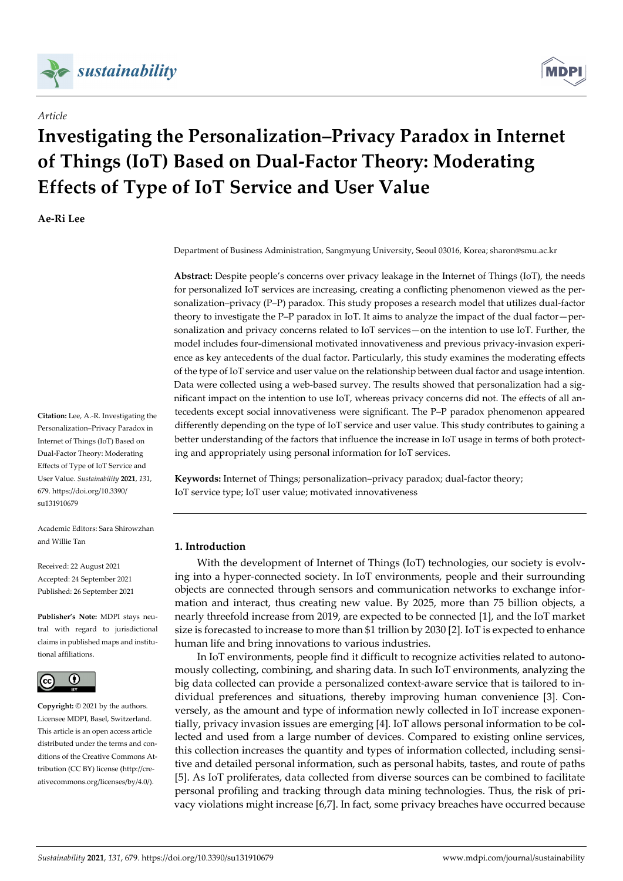*Article*

# Investigating the Personalization–Privacy Paradox in Internet of Things (IoT) Based on Dual-Factor Theory: Moderating Effects of Type of IoT Service and User Value

**Ae-Ri Lee**

Department of Business Administration, Sangmyung University, Seoul 03016, Korea; sharon@smu.ac.kr

**Abstract:** Despite people's concerns over privacy leakage in the Internet of Things (IoT), the needs for personalized IoT services are increasing, creating a conflicting phenomenon viewed as the personalization–privacy (P–P) paradox. This study proposes a research model that utilizes dual-factor theory to investigate the P–P paradox in IoT. It aims to analyze the impact of the dual factor—personalization and privacy concerns related to IoT services—on the intention to use IoT. Further, the model includes four-dimensional motivated innovativeness and previous privacy-invasion experience as key antecedents of the dual factor. Particularly, this study examines the moderating effects of the type of IoT service and user value on the relationship between dual factor and usage intention. Data were collected using a web-based survey. The results showed that personalization had a significant impact on the intention to use IoT, whereas privacy concerns did not. The effects of all antecedents except social innovativeness were significant. The P–P paradox phenomenon appeared differently depending on the type of IoT service and user value. This study contributes to gaining a better understanding of the factors that influence the increase in IoT usage in terms of both protecting and appropriately using personal information for IoT services.

**Keywords:** Internet of Things; personalization–privacy paradox; dual-factor theory; IoT service type; IoT user value; motivated innovativeness

**Citation:** Lee, A.-R. Investigating the Personalization–Privacy Paradox in Internet of Things (IoT) Based on Dual-Factor Theory: Moderating Effects of Type of IoT Service and User Value. *Sustainability* **2021**, *131*, 679. https://doi.org/10.3390/su131910679

Academic Editors: Sara Shirowzhan and Willie Tan

Received: 22 August 2021
Accepted: 24 September 2021
Published: 26 September 2021

**Publisher's Note:** MDPI stays neutral with regard to jurisdictional claims in published maps and institutional affiliations.

**Copyright:** © 2021 by the authors. Licensee MDPI, Basel, Switzerland. This article is an open access article distributed under the terms and conditions of the Creative Commons Attribution (CC BY) license (http://creativecommons.org/licenses/by/4.0/).

## 1. Introduction

With the development of Internet of Things (IoT) technologies, our society is evolving into a hyper-connected society. In IoT environments, people and their surrounding objects are connected through sensors and communication networks to exchange information and interact, thus creating new value. By 2025, more than 75 billion objects, a nearly threefold increase from 2019, are expected to be connected [1], and the IoT market size is forecasted to increase to more than $1 trillion by 2030 [2]. IoT is expected to enhance human life and bring innovations to various industries.

In IoT environments, people find it difficult to recognize activities related to autonomously collecting, combining, and sharing data. In such IoT environments, analyzing the big data collected can provide a personalized context-aware service that is tailored to individual preferences and situations, thereby improving human convenience [3]. Conversely, as the amount and type of information newly collected in IoT increase exponentially, privacy invasion issues are emerging [4]. IoT allows personal information to be collected and used from a large number of devices. Compared to existing online services, this collection increases the quantity and types of information collected, including sensitive and detailed personal information, such as personal habits, tastes, and route of paths [5]. As IoT proliferates, data collected from diverse sources can be combined to facilitate personal profiling and tracking through data mining technologies. Thus, the risk of privacy violations might increase [6,7]. In fact, some privacy breaches have occurred because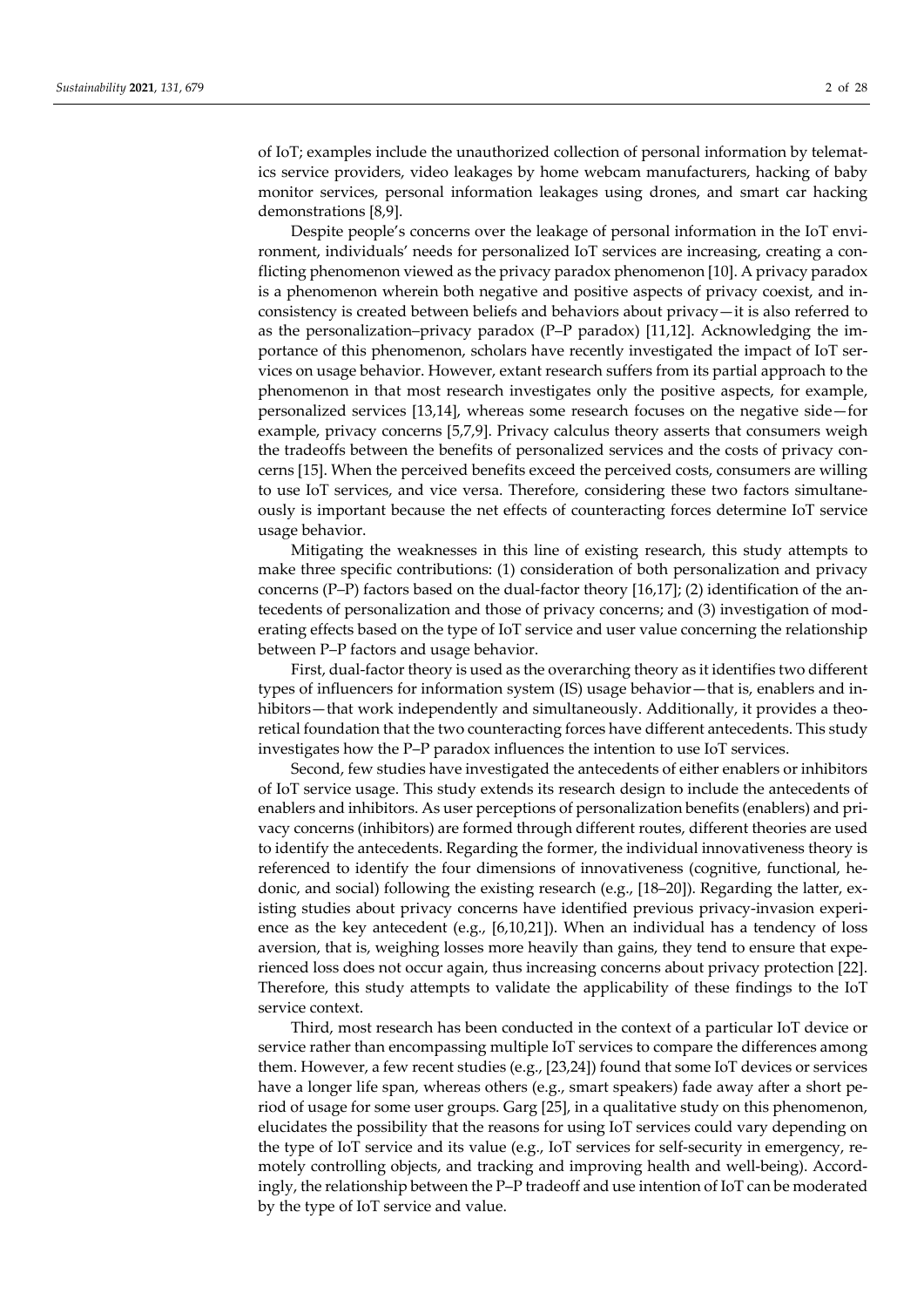of IoT; examples include the unauthorized collection of personal information by telematics service providers, video leakages by home webcam manufacturers, hacking of baby monitor services, personal information leakages using drones, and smart car hacking demonstrations [8,9].

Despite people's concerns over the leakage of personal information in the IoT environment, individuals' needs for personalized IoT services are increasing, creating a conflicting phenomenon viewed as the privacy paradox phenomenon [10]. A privacy paradox is a phenomenon wherein both negative and positive aspects of privacy coexist, and inconsistency is created between beliefs and behaviors about privacy—it is also referred to as the personalization–privacy paradox (P–P paradox) [11,12]. Acknowledging the importance of this phenomenon, scholars have recently investigated the impact of IoT services on usage behavior. However, extant research suffers from its partial approach to the phenomenon in that most research investigates only the positive aspects, for example, personalized services [13,14], whereas some research focuses on the negative side—for example, privacy concerns [5,7,9]. Privacy calculus theory asserts that consumers weigh the tradeoffs between the benefits of personalized services and the costs of privacy concerns [15]. When the perceived benefits exceed the perceived costs, consumers are willing to use IoT services, and vice versa. Therefore, considering these two factors simultaneously is important because the net effects of counteracting forces determine IoT service usage behavior.

Mitigating the weaknesses in this line of existing research, this study attempts to make three specific contributions: (1) consideration of both personalization and privacy concerns (P–P) factors based on the dual-factor theory [16,17]; (2) identification of the antecedents of personalization and those of privacy concerns; and (3) investigation of moderating effects based on the type of IoT service and user value concerning the relationship between P–P factors and usage behavior.

First, dual-factor theory is used as the overarching theory as it identifies two different types of influencers for information system (IS) usage behavior—that is, enablers and inhibitors—that work independently and simultaneously. Additionally, it provides a theoretical foundation that the two counteracting forces have different antecedents. This study investigates how the P–P paradox influences the intention to use IoT services.

Second, few studies have investigated the antecedents of either enablers or inhibitors of IoT service usage. This study extends its research design to include the antecedents of enablers and inhibitors. As user perceptions of personalization benefits (enablers) and privacy concerns (inhibitors) are formed through different routes, different theories are used to identify the antecedents. Regarding the former, the individual innovativeness theory is referenced to identify the four dimensions of innovativeness (cognitive, functional, hedonic, and social) following the existing research (e.g., [18–20]). Regarding the latter, existing studies about privacy concerns have identified previous privacy-invasion experience as the key antecedent (e.g., [6,10,21]). When an individual has a tendency of loss aversion, that is, weighing losses more heavily than gains, they tend to ensure that experienced loss does not occur again, thus increasing concerns about privacy protection [22]. Therefore, this study attempts to validate the applicability of these findings to the IoT service context.

Third, most research has been conducted in the context of a particular IoT device or service rather than encompassing multiple IoT services to compare the differences among them. However, a few recent studies (e.g., [23,24]) found that some IoT devices or services have a longer life span, whereas others (e.g., smart speakers) fade away after a short period of usage for some user groups. Garg [25], in a qualitative study on this phenomenon, elucidates the possibility that the reasons for using IoT services could vary depending on the type of IoT service and its value (e.g., IoT services for self-security in emergency, remotely controlling objects, and tracking and improving health and well-being). Accordingly, the relationship between the P–P tradeoff and use intention of IoT can be moderated by the type of IoT service and value.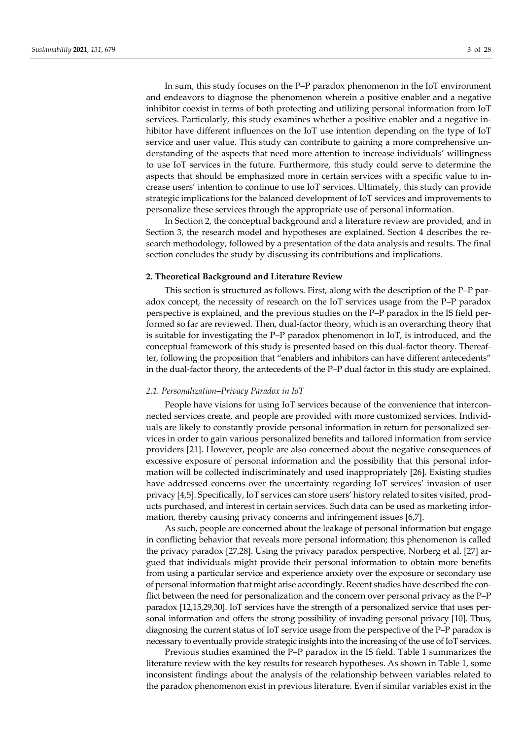In sum, this study focuses on the P–P paradox phenomenon in the IoT environment and endeavors to diagnose the phenomenon wherein a positive enabler and a negative inhibitor coexist in terms of both protecting and utilizing personal information from IoT services. Particularly, this study examines whether a positive enabler and a negative inhibitor have different influences on the IoT use intention depending on the type of IoT service and user value. This study can contribute to gaining a more comprehensive understanding of the aspects that need more attention to increase individuals' willingness to use IoT services in the future. Furthermore, this study could serve to determine the aspects that should be emphasized more in certain services with a specific value to increase users' intention to continue to use IoT services. Ultimately, this study can provide strategic implications for the balanced development of IoT services and improvements to personalize these services through the appropriate use of personal information.

In Section 2, the conceptual background and a literature review are provided, and in Section 3, the research model and hypotheses are explained. Section 4 describes the research methodology, followed by a presentation of the data analysis and results. The final section concludes the study by discussing its contributions and implications.

## 2. Theoretical Background and Literature Review

This section is structured as follows. First, along with the description of the P–P paradox concept, the necessity of research on the IoT services usage from the P–P paradox perspective is explained, and the previous studies on the P–P paradox in the IS field performed so far are reviewed. Then, dual-factor theory, which is an overarching theory that is suitable for investigating the P–P paradox phenomenon in IoT, is introduced, and the conceptual framework of this study is presented based on this dual-factor theory. Thereafter, following the proposition that "enablers and inhibitors can have different antecedents" in the dual-factor theory, the antecedents of the P–P dual factor in this study are explained.

### *2.1. Personalization–Privacy Paradox in IoT*

People have visions for using IoT services because of the convenience that interconnected services create, and people are provided with more customized services. Individuals are likely to constantly provide personal information in return for personalized services in order to gain various personalized benefits and tailored information from service providers [21]. However, people are also concerned about the negative consequences of excessive exposure of personal information and the possibility that this personal information will be collected indiscriminately and used inappropriately [26]. Existing studies have addressed concerns over the uncertainty regarding IoT services' invasion of user privacy [4,5]. Specifically, IoT services can store users' history related to sites visited, products purchased, and interest in certain services. Such data can be used as marketing information, thereby causing privacy concerns and infringement issues [6,7].

As such, people are concerned about the leakage of personal information but engage in conflicting behavior that reveals more personal information; this phenomenon is called the privacy paradox [27,28]. Using the privacy paradox perspective, Norberg et al. [27] argued that individuals might provide their personal information to obtain more benefits from using a particular service and experience anxiety over the exposure or secondary use of personal information that might arise accordingly. Recent studies have described the conflict between the need for personalization and the concern over personal privacy as the P–P paradox [12,15,29,30]. IoT services have the strength of a personalized service that uses personal information and offers the strong possibility of invading personal privacy [10]. Thus, diagnosing the current status of IoT service usage from the perspective of the P–P paradox is necessary to eventually provide strategic insights into the increasing of the use of IoT services.

Previous studies examined the P–P paradox in the IS field. Table 1 summarizes the literature review with the key results for research hypotheses. As shown in Table 1, some inconsistent findings about the analysis of the relationship between variables related to the paradox phenomenon exist in previous literature. Even if similar variables exist in the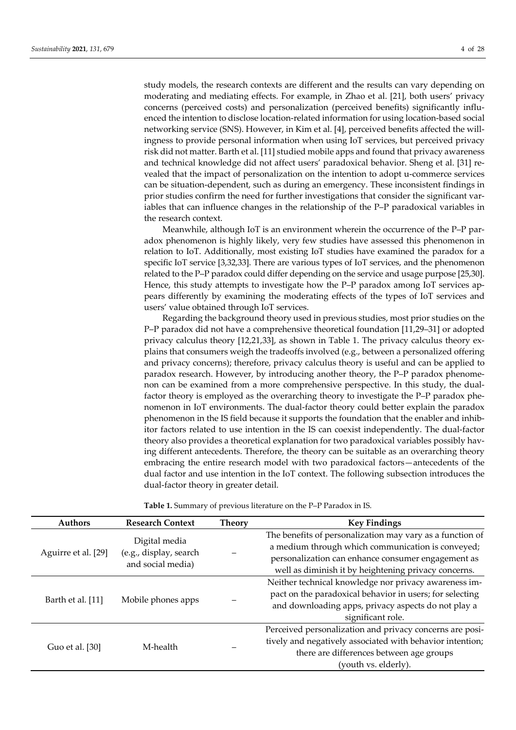study models, the research contexts are different and the results can vary depending on moderating and mediating effects. For example, in Zhao et al. [21], both users' privacy concerns (perceived costs) and personalization (perceived benefits) significantly influenced the intention to disclose location-related information for using location-based social networking service (SNS). However, in Kim et al. [4], perceived benefits affected the willingness to provide personal information when using IoT services, but perceived privacy risk did not matter. Barth et al. [11] studied mobile apps and found that privacy awareness and technical knowledge did not affect users' paradoxical behavior. Sheng et al. [31] revealed that the impact of personalization on the intention to adopt u-commerce services can be situation-dependent, such as during an emergency. These inconsistent findings in prior studies confirm the need for further investigations that consider the significant variables that can influence changes in the relationship of the P–P paradoxical variables in the research context.

Meanwhile, although IoT is an environment wherein the occurrence of the P–P paradox phenomenon is highly likely, very few studies have assessed this phenomenon in relation to IoT. Additionally, most existing IoT studies have examined the paradox for a specific IoT service [3,32,33]. There are various types of IoT services, and the phenomenon related to the P–P paradox could differ depending on the service and usage purpose [25,30]. Hence, this study attempts to investigate how the P–P paradox among IoT services appears differently by examining the moderating effects of the types of IoT services and users' value obtained through IoT services.

Regarding the background theory used in previous studies, most prior studies on the P–P paradox did not have a comprehensive theoretical foundation [11,29–31] or adopted privacy calculus theory [12,21,33], as shown in Table 1. The privacy calculus theory explains that consumers weigh the tradeoffs involved (e.g., between a personalized offering and privacy concerns); therefore, privacy calculus theory is useful and can be applied to paradox research. However, by introducing another theory, the P–P paradox phenomenon can be examined from a more comprehensive perspective. In this study, the dual-factor theory is employed as the overarching theory to investigate the P–P paradox phenomenon in IoT environments. The dual-factor theory could better explain the paradox phenomenon in the IS field because it supports the foundation that the enabler and inhibitor factors related to use intention in the IS can coexist independently. The dual-factor theory also provides a theoretical explanation for two paradoxical variables possibly having different antecedents. Therefore, the theory can be suitable as an overarching theory embracing the entire research model with two paradoxical factors—antecedents of the dual factor and use intention in the IoT context. The following subsection introduces the dual-factor theory in greater detail.

**Table 1.** Summary of previous literature on the P–P Paradox in IS.

| Authors | Research Context | Theory | Key Findings |
| --- | --- | --- | --- |
| Aguirre et al. [29] | Digital media (e.g., display, search and social media) | – | The benefits of personalization may vary as a function of a medium through which communication is conveyed; personalization can enhance consumer engagement as well as diminish it by heightening privacy concerns. |
| Barth et al. [11] | Mobile phones apps | – | Neither technical knowledge nor privacy awareness impact on the paradoxical behavior in users; for selecting and downloading apps, privacy aspects do not play a significant role. |
| Guo et al. [30] | M-health | – | Perceived personalization and privacy concerns are positively and negatively associated with behavior intention; there are differences between age groups (youth vs. elderly). |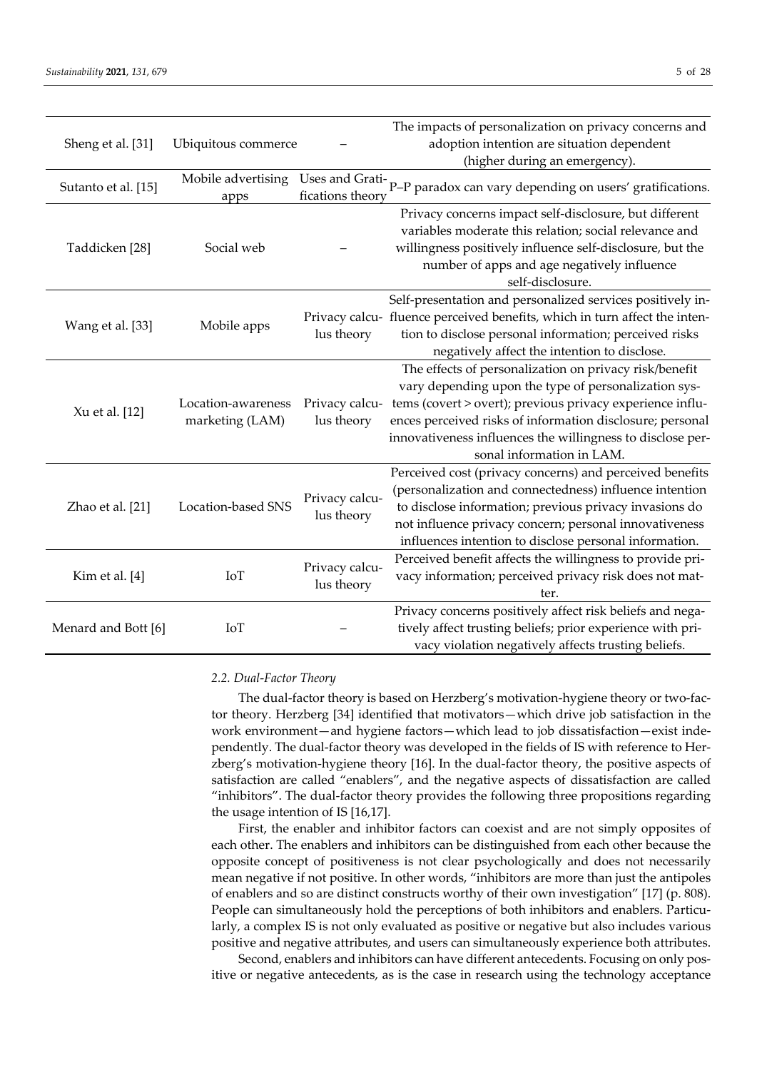| | | | |
|---|---|---|---|
| Sheng et al. [31] | Ubiquitous commerce | – | The impacts of personalization on privacy concerns and adoption intention are situation dependent (higher during an emergency). |
| Sutanto et al. [15] | Mobile advertising apps | Uses and Gratifications theory | P–P paradox can vary depending on users' gratifications. |
| Taddicken [28] | Social web | – | Privacy concerns impact self-disclosure, but different variables moderate this relation; social relevance and willingness positively influence self-disclosure, but the number of apps and age negatively influence self-disclosure. |
| Wang et al. [33] | Mobile apps | Privacy calculus theory | Self-presentation and personalized services positively influence perceived benefits, which in turn affect the intention to disclose personal information; perceived risks negatively affect the intention to disclose. |
| Xu et al. [12] | Location-awareness marketing (LAM) | Privacy calculus theory | The effects of personalization on privacy risk/benefit vary depending upon the type of personalization systems (covert > overt); previous privacy experience influences perceived risks of information disclosure; personal innovativeness influences the willingness to disclose personal information in LAM. |
| Zhao et al. [21] | Location-based SNS | Privacy calculus theory | Perceived cost (privacy concerns) and perceived benefits (personalization and connectedness) influence intention to disclose information; previous privacy invasions do not influence privacy concern; personal innovativeness influences intention to disclose personal information. |
| Kim et al. [4] | IoT | Privacy calculus theory | Perceived benefit affects the willingness to provide privacy information; perceived privacy risk does not matter. |
| Menard and Bott [6] | IoT | – | Privacy concerns positively affect risk beliefs and negatively affect trusting beliefs; prior experience with privacy violation negatively affects trusting beliefs. |

### *2.2. Dual-Factor Theory*

The dual-factor theory is based on Herzberg's motivation-hygiene theory or two-factor theory. Herzberg [34] identified that motivators—which drive job satisfaction in the work environment—and hygiene factors—which lead to job dissatisfaction—exist independently. The dual-factor theory was developed in the fields of IS with reference to Herzberg's motivation-hygiene theory [16]. In the dual-factor theory, the positive aspects of satisfaction are called "enablers", and the negative aspects of dissatisfaction are called "inhibitors". The dual-factor theory provides the following three propositions regarding the usage intention of IS [16,17].

First, the enabler and inhibitor factors can coexist and are not simply opposites of each other. The enablers and inhibitors can be distinguished from each other because the opposite concept of positiveness is not clear psychologically and does not necessarily mean negative if not positive. In other words, "inhibitors are more than just the antipoles of enablers and so are distinct constructs worthy of their own investigation" [17] (p. 808). People can simultaneously hold the perceptions of both inhibitors and enablers. Particularly, a complex IS is not only evaluated as positive or negative but also includes various positive and negative attributes, and users can simultaneously experience both attributes.

Second, enablers and inhibitors can have different antecedents. Focusing on only positive or negative antecedents, as is the case in research using the technology acceptance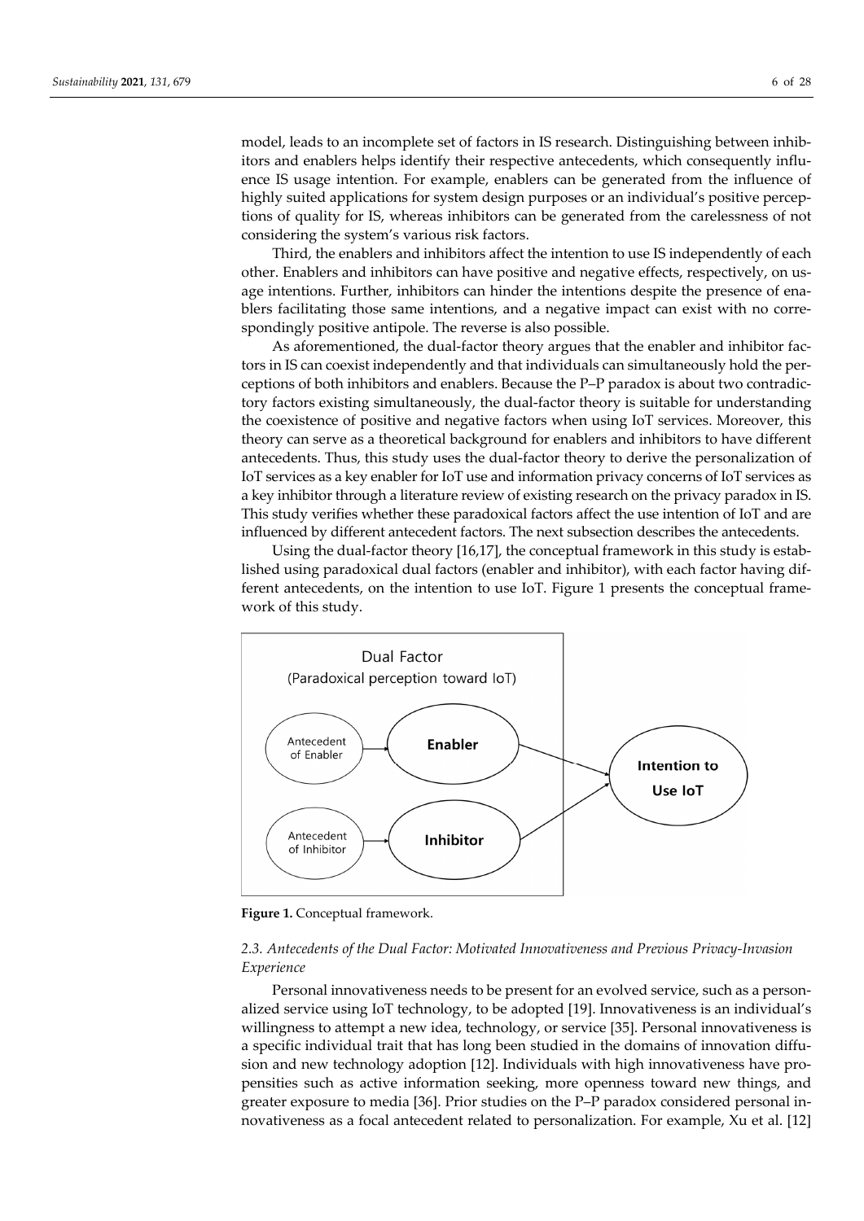model, leads to an incomplete set of factors in IS research. Distinguishing between inhibitors and enablers helps identify their respective antecedents, which consequently influence IS usage intention. For example, enablers can be generated from the influence of highly suited applications for system design purposes or an individual's positive perceptions of quality for IS, whereas inhibitors can be generated from the carelessness of not considering the system's various risk factors.

Third, the enablers and inhibitors affect the intention to use IS independently of each other. Enablers and inhibitors can have positive and negative effects, respectively, on usage intentions. Further, inhibitors can hinder the intentions despite the presence of enablers facilitating those same intentions, and a negative impact can exist with no correspondingly positive antipole. The reverse is also possible.

As aforementioned, the dual-factor theory argues that the enabler and inhibitor factors in IS can coexist independently and that individuals can simultaneously hold the perceptions of both inhibitors and enablers. Because the P–P paradox is about two contradictory factors existing simultaneously, the dual-factor theory is suitable for understanding the coexistence of positive and negative factors when using IoT services. Moreover, this theory can serve as a theoretical background for enablers and inhibitors to have different antecedents. Thus, this study uses the dual-factor theory to derive the personalization of IoT services as a key enabler for IoT use and information privacy concerns of IoT services as a key inhibitor through a literature review of existing research on the privacy paradox in IS. This study verifies whether these paradoxical factors affect the use intention of IoT and are influenced by different antecedent factors. The next subsection describes the antecedents.

Using the dual-factor theory [16,17], the conceptual framework in this study is established using paradoxical dual factors (enabler and inhibitor), with each factor having different antecedents, on the intention to use IoT. Figure 1 presents the conceptual framework of this study.

Dual Factor
(Paradoxical perception toward IoT)

Antecedent of Enabler → Enabler → Intention to Use IoT

Antecedent of Inhibitor → Inhibitor → Intention to Use IoT

**Figure 1.** Conceptual framework.

### *2.3. Antecedents of the Dual Factor: Motivated Innovativeness and Previous Privacy-Invasion Experience*

Personal innovativeness needs to be present for an evolved service, such as a personalized service using IoT technology, to be adopted [19]. Innovativeness is an individual's willingness to attempt a new idea, technology, or service [35]. Personal innovativeness is a specific individual trait that has long been studied in the domains of innovation diffusion and new technology adoption [12]. Individuals with high innovativeness have propensities such as active information seeking, more openness toward new things, and greater exposure to media [36]. Prior studies on the P–P paradox considered personal innovativeness as a focal antecedent related to personalization. For example, Xu et al. [12]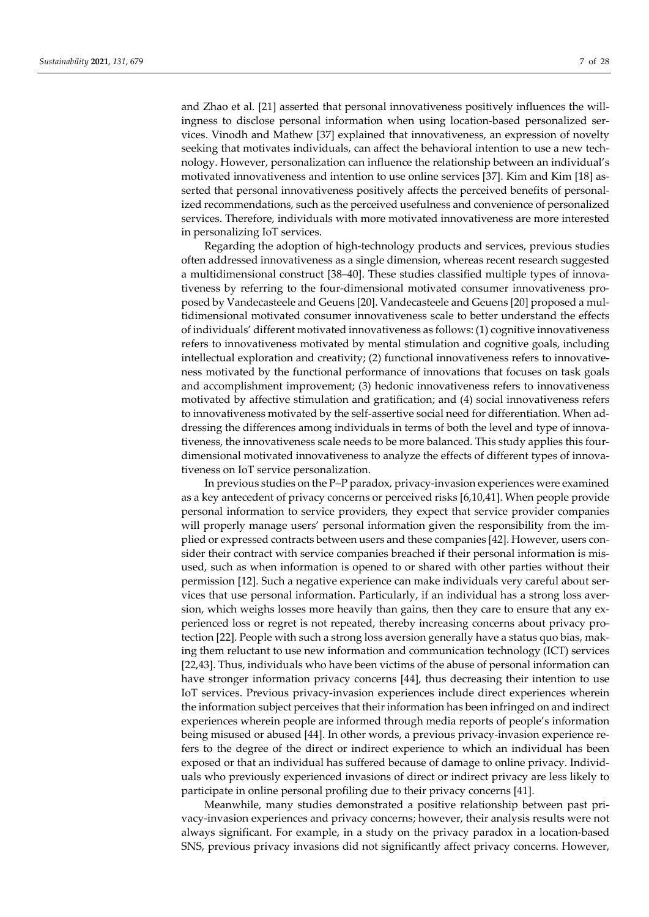and Zhao et al. [21] asserted that personal innovativeness positively influences the willingness to disclose personal information when using location-based personalized services. Vinodh and Mathew [37] explained that innovativeness, an expression of novelty seeking that motivates individuals, can affect the behavioral intention to use a new technology. However, personalization can influence the relationship between an individual's motivated innovativeness and intention to use online services [37]. Kim and Kim [18] asserted that personal innovativeness positively affects the perceived benefits of personalized recommendations, such as the perceived usefulness and convenience of personalized services. Therefore, individuals with more motivated innovativeness are more interested in personalizing IoT services.

Regarding the adoption of high-technology products and services, previous studies often addressed innovativeness as a single dimension, whereas recent research suggested a multidimensional construct [38–40]. These studies classified multiple types of innovativeness by referring to the four-dimensional motivated consumer innovativeness proposed by Vandecasteele and Geuens [20]. Vandecasteele and Geuens [20] proposed a multidimensional motivated consumer innovativeness scale to better understand the effects of individuals' different motivated innovativeness as follows: (1) cognitive innovativeness refers to innovativeness motivated by mental stimulation and cognitive goals, including intellectual exploration and creativity; (2) functional innovativeness refers to innovativeness motivated by the functional performance of innovations that focuses on task goals and accomplishment improvement; (3) hedonic innovativeness refers to innovativeness motivated by affective stimulation and gratification; and (4) social innovativeness refers to innovativeness motivated by the self-assertive social need for differentiation. When addressing the differences among individuals in terms of both the level and type of innovativeness, the innovativeness scale needs to be more balanced. This study applies this four-dimensional motivated innovativeness to analyze the effects of different types of innovativeness on IoT service personalization.

In previous studies on the P–P paradox, privacy-invasion experiences were examined as a key antecedent of privacy concerns or perceived risks [6,10,41]. When people provide personal information to service providers, they expect that service provider companies will properly manage users' personal information given the responsibility from the implied or expressed contracts between users and these companies [42]. However, users consider their contract with service companies breached if their personal information is misused, such as when information is opened to or shared with other parties without their permission [12]. Such a negative experience can make individuals very careful about services that use personal information. Particularly, if an individual has a strong loss aversion, which weighs losses more heavily than gains, then they care to ensure that any experienced loss or regret is not repeated, thereby increasing concerns about privacy protection [22]. People with such a strong loss aversion generally have a status quo bias, making them reluctant to use new information and communication technology (ICT) services [22,43]. Thus, individuals who have been victims of the abuse of personal information can have stronger information privacy concerns [44], thus decreasing their intention to use IoT services. Previous privacy-invasion experiences include direct experiences wherein the information subject perceives that their information has been infringed on and indirect experiences wherein people are informed through media reports of people's information being misused or abused [44]. In other words, a previous privacy-invasion experience refers to the degree of the direct or indirect experience to which an individual has been exposed or that an individual has suffered because of damage to online privacy. Individuals who previously experienced invasions of direct or indirect privacy are less likely to participate in online personal profiling due to their privacy concerns [41].

Meanwhile, many studies demonstrated a positive relationship between past privacy-invasion experiences and privacy concerns; however, their analysis results were not always significant. For example, in a study on the privacy paradox in a location-based SNS, previous privacy invasions did not significantly affect privacy concerns. However,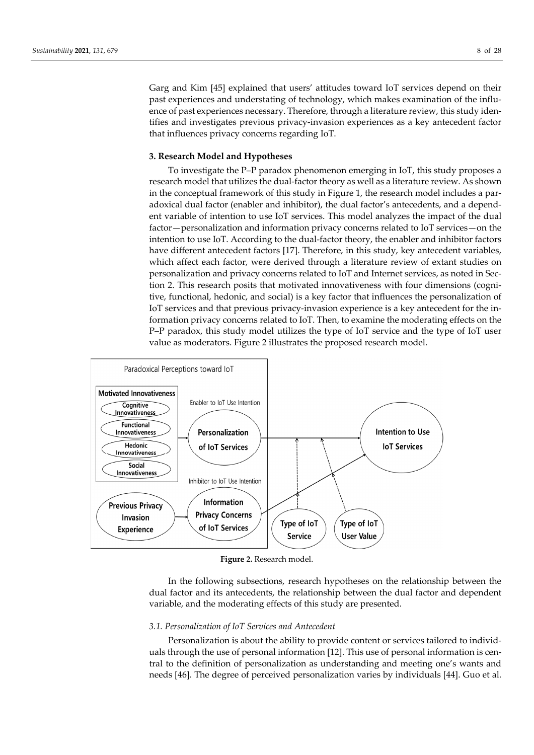Garg and Kim [45] explained that users' attitudes toward IoT services depend on their past experiences and understating of technology, which makes examination of the influence of past experiences necessary. Therefore, through a literature review, this study identifies and investigates previous privacy-invasion experiences as a key antecedent factor that influences privacy concerns regarding IoT.

## 3. Research Model and Hypotheses

To investigate the P–P paradox phenomenon emerging in IoT, this study proposes a research model that utilizes the dual-factor theory as well as a literature review. As shown in the conceptual framework of this study in Figure 1, the research model includes a paradoxical dual factor (enabler and inhibitor), the dual factor's antecedents, and a dependent variable of intention to use IoT services. This model analyzes the impact of the dual factor—personalization and information privacy concerns related to IoT services—on the intention to use IoT. According to the dual-factor theory, the enabler and inhibitor factors have different antecedent factors [17]. Therefore, in this study, key antecedent variables, which affect each factor, were derived through a literature review of extant studies on personalization and privacy concerns related to IoT and Internet services, as noted in Section 2. This research posits that motivated innovativeness with four dimensions (cognitive, functional, hedonic, and social) is a key factor that influences the personalization of IoT services and that previous privacy-invasion experience is a key antecedent for the information privacy concerns related to IoT. Then, to examine the moderating effects on the P–P paradox, this study model utilizes the type of IoT service and the type of IoT user value as moderators. Figure 2 illustrates the proposed research model.

Paradoxical Perceptions toward IoT

Motivated Innovativeness: Cognitive Innovativeness; Functional Innovativeness; Hedonic Innovativeness; Social Innovativeness

Enabler to IoT Use Intention: Personalization of IoT Services

Inhibitor to IoT Use Intention: Previous Privacy Invasion Experience → Information Privacy Concerns of IoT Services

Intention to Use IoT Services

Type of IoT Service; Type of IoT User Value

**Figure 2.** Research model.

In the following subsections, research hypotheses on the relationship between the dual factor and its antecedents, the relationship between the dual factor and dependent variable, and the moderating effects of this study are presented.

### *3.1. Personalization of IoT Services and Antecedent*

Personalization is about the ability to provide content or services tailored to individuals through the use of personal information [12]. This use of personal information is central to the definition of personalization as understanding and meeting one's wants and needs [46]. The degree of perceived personalization varies by individuals [44]. Guo et al.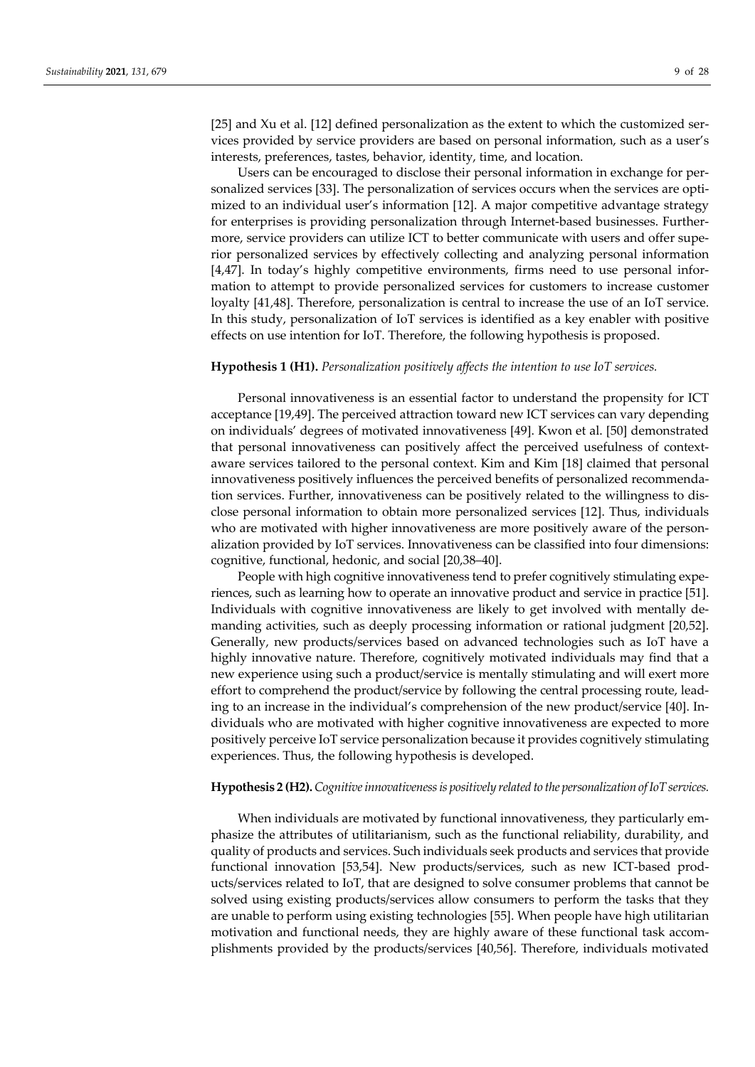[25] and Xu et al. [12] defined personalization as the extent to which the customized services provided by service providers are based on personal information, such as a user's interests, preferences, tastes, behavior, identity, time, and location.

Users can be encouraged to disclose their personal information in exchange for personalized services [33]. The personalization of services occurs when the services are optimized to an individual user's information [12]. A major competitive advantage strategy for enterprises is providing personalization through Internet-based businesses. Furthermore, service providers can utilize ICT to better communicate with users and offer superior personalized services by effectively collecting and analyzing personal information [4,47]. In today's highly competitive environments, firms need to use personal information to attempt to provide personalized services for customers to increase customer loyalty [41,48]. Therefore, personalization is central to increase the use of an IoT service. In this study, personalization of IoT services is identified as a key enabler with positive effects on use intention for IoT. Therefore, the following hypothesis is proposed.

**Hypothesis 1 (H1).** *Personalization positively affects the intention to use IoT services.*

Personal innovativeness is an essential factor to understand the propensity for ICT acceptance [19,49]. The perceived attraction toward new ICT services can vary depending on individuals' degrees of motivated innovativeness [49]. Kwon et al. [50] demonstrated that personal innovativeness can positively affect the perceived usefulness of context-aware services tailored to the personal context. Kim and Kim [18] claimed that personal innovativeness positively influences the perceived benefits of personalized recommendation services. Further, innovativeness can be positively related to the willingness to disclose personal information to obtain more personalized services [12]. Thus, individuals who are motivated with higher innovativeness are more positively aware of the personalization provided by IoT services. Innovativeness can be classified into four dimensions: cognitive, functional, hedonic, and social [20,38–40].

People with high cognitive innovativeness tend to prefer cognitively stimulating experiences, such as learning how to operate an innovative product and service in practice [51]. Individuals with cognitive innovativeness are likely to get involved with mentally demanding activities, such as deeply processing information or rational judgment [20,52]. Generally, new products/services based on advanced technologies such as IoT have a highly innovative nature. Therefore, cognitively motivated individuals may find that a new experience using such a product/service is mentally stimulating and will exert more effort to comprehend the product/service by following the central processing route, leading to an increase in the individual's comprehension of the new product/service [40]. Individuals who are motivated with higher cognitive innovativeness are expected to more positively perceive IoT service personalization because it provides cognitively stimulating experiences. Thus, the following hypothesis is developed.

**Hypothesis 2 (H2).** *Cognitive innovativeness is positively related to the personalization of IoT services.*

When individuals are motivated by functional innovativeness, they particularly emphasize the attributes of utilitarianism, such as the functional reliability, durability, and quality of products and services. Such individuals seek products and services that provide functional innovation [53,54]. New products/services, such as new ICT-based products/services related to IoT, that are designed to solve consumer problems that cannot be solved using existing products/services allow consumers to perform the tasks that they are unable to perform using existing technologies [55]. When people have high utilitarian motivation and functional needs, they are highly aware of these functional task accomplishments provided by the products/services [40,56]. Therefore, individuals motivated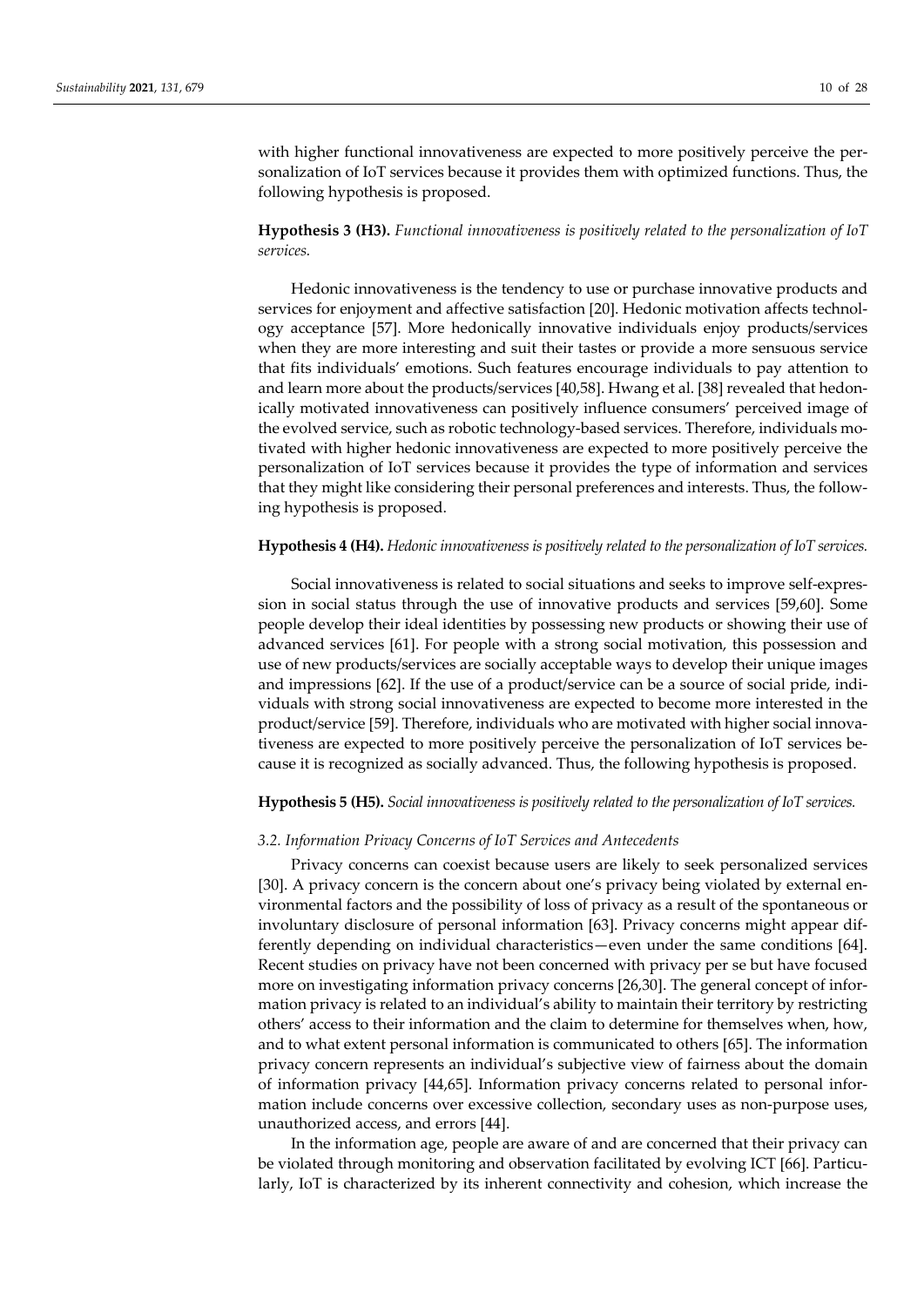with higher functional innovativeness are expected to more positively perceive the personalization of IoT services because it provides them with optimized functions. Thus, the following hypothesis is proposed.

**Hypothesis 3 (H3).** *Functional innovativeness is positively related to the personalization of IoT services.*

Hedonic innovativeness is the tendency to use or purchase innovative products and services for enjoyment and affective satisfaction [20]. Hedonic motivation affects technology acceptance [57]. More hedonically innovative individuals enjoy products/services when they are more interesting and suit their tastes or provide a more sensuous service that fits individuals' emotions. Such features encourage individuals to pay attention to and learn more about the products/services [40,58]. Hwang et al. [38] revealed that hedonically motivated innovativeness can positively influence consumers' perceived image of the evolved service, such as robotic technology-based services. Therefore, individuals motivated with higher hedonic innovativeness are expected to more positively perceive the personalization of IoT services because it provides the type of information and services that they might like considering their personal preferences and interests. Thus, the following hypothesis is proposed.

**Hypothesis 4 (H4).** *Hedonic innovativeness is positively related to the personalization of IoT services.*

Social innovativeness is related to social situations and seeks to improve self-expression in social status through the use of innovative products and services [59,60]. Some people develop their ideal identities by possessing new products or showing their use of advanced services [61]. For people with a strong social motivation, this possession and use of new products/services are socially acceptable ways to develop their unique images and impressions [62]. If the use of a product/service can be a source of social pride, individuals with strong social innovativeness are expected to become more interested in the product/service [59]. Therefore, individuals who are motivated with higher social innovativeness are expected to more positively perceive the personalization of IoT services because it is recognized as socially advanced. Thus, the following hypothesis is proposed.

**Hypothesis 5 (H5).** *Social innovativeness is positively related to the personalization of IoT services.*

### *3.2. Information Privacy Concerns of IoT Services and Antecedents*

Privacy concerns can coexist because users are likely to seek personalized services [30]. A privacy concern is the concern about one's privacy being violated by external environmental factors and the possibility of loss of privacy as a result of the spontaneous or involuntary disclosure of personal information [63]. Privacy concerns might appear differently depending on individual characteristics—even under the same conditions [64]. Recent studies on privacy have not been concerned with privacy per se but have focused more on investigating information privacy concerns [26,30]. The general concept of information privacy is related to an individual's ability to maintain their territory by restricting others' access to their information and the claim to determine for themselves when, how, and to what extent personal information is communicated to others [65]. The information privacy concern represents an individual's subjective view of fairness about the domain of information privacy [44,65]. Information privacy concerns related to personal information include concerns over excessive collection, secondary uses as non-purpose uses, unauthorized access, and errors [44].

In the information age, people are aware of and are concerned that their privacy can be violated through monitoring and observation facilitated by evolving ICT [66]. Particularly, IoT is characterized by its inherent connectivity and cohesion, which increase the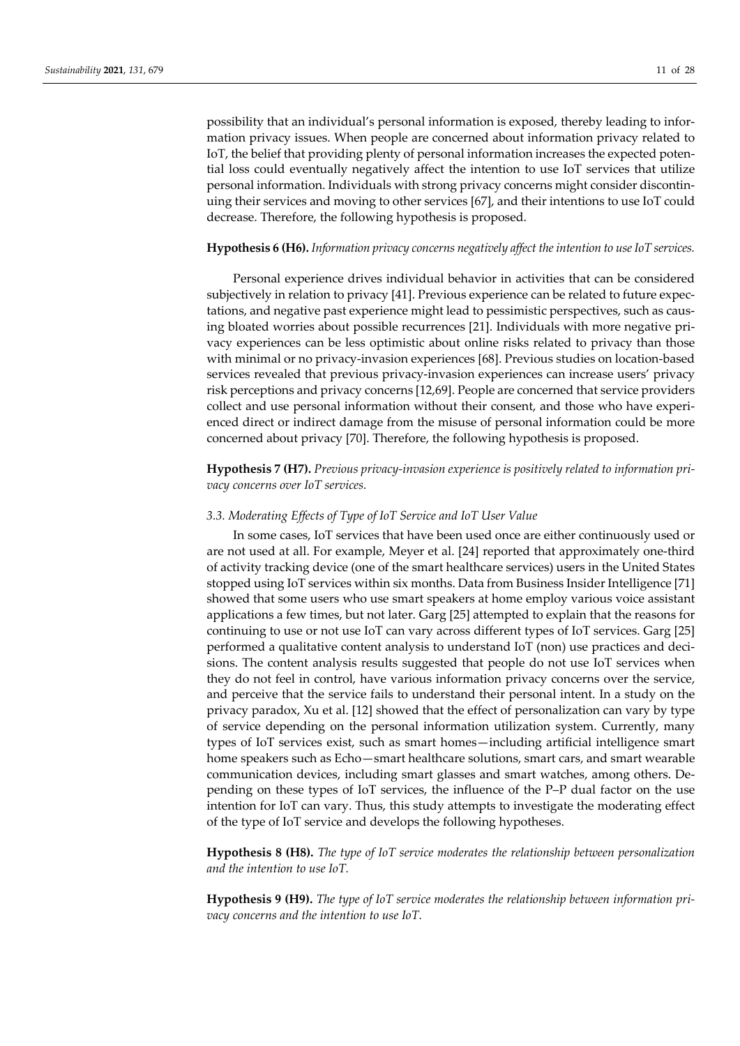possibility that an individual's personal information is exposed, thereby leading to information privacy issues. When people are concerned about information privacy related to IoT, the belief that providing plenty of personal information increases the expected potential loss could eventually negatively affect the intention to use IoT services that utilize personal information. Individuals with strong privacy concerns might consider discontinuing their services and moving to other services [67], and their intentions to use IoT could decrease. Therefore, the following hypothesis is proposed.

**Hypothesis 6 (H6).** *Information privacy concerns negatively affect the intention to use IoT services.*

Personal experience drives individual behavior in activities that can be considered subjectively in relation to privacy [41]. Previous experience can be related to future expectations, and negative past experience might lead to pessimistic perspectives, such as causing bloated worries about possible recurrences [21]. Individuals with more negative privacy experiences can be less optimistic about online risks related to privacy than those with minimal or no privacy-invasion experiences [68]. Previous studies on location-based services revealed that previous privacy-invasion experiences can increase users' privacy risk perceptions and privacy concerns [12,69]. People are concerned that service providers collect and use personal information without their consent, and those who have experienced direct or indirect damage from the misuse of personal information could be more concerned about privacy [70]. Therefore, the following hypothesis is proposed.

**Hypothesis 7 (H7).** *Previous privacy-invasion experience is positively related to information privacy concerns over IoT services.*

### 3.3. Moderating Effects of Type of IoT Service and IoT User Value

In some cases, IoT services that have been used once are either continuously used or are not used at all. For example, Meyer et al. [24] reported that approximately one-third of activity tracking device (one of the smart healthcare services) users in the United States stopped using IoT services within six months. Data from Business Insider Intelligence [71] showed that some users who use smart speakers at home employ various voice assistant applications a few times, but not later. Garg [25] attempted to explain that the reasons for continuing to use or not use IoT can vary across different types of IoT services. Garg [25] performed a qualitative content analysis to understand IoT (non) use practices and decisions. The content analysis results suggested that people do not use IoT services when they do not feel in control, have various information privacy concerns over the service, and perceive that the service fails to understand their personal intent. In a study on the privacy paradox, Xu et al. [12] showed that the effect of personalization can vary by type of service depending on the personal information utilization system. Currently, many types of IoT services exist, such as smart homes—including artificial intelligence smart home speakers such as Echo—smart healthcare solutions, smart cars, and smart wearable communication devices, including smart glasses and smart watches, among others. Depending on these types of IoT services, the influence of the P–P dual factor on the use intention for IoT can vary. Thus, this study attempts to investigate the moderating effect of the type of IoT service and develops the following hypotheses.

**Hypothesis 8 (H8).** *The type of IoT service moderates the relationship between personalization and the intention to use IoT.*

**Hypothesis 9 (H9).** *The type of IoT service moderates the relationship between information privacy concerns and the intention to use IoT.*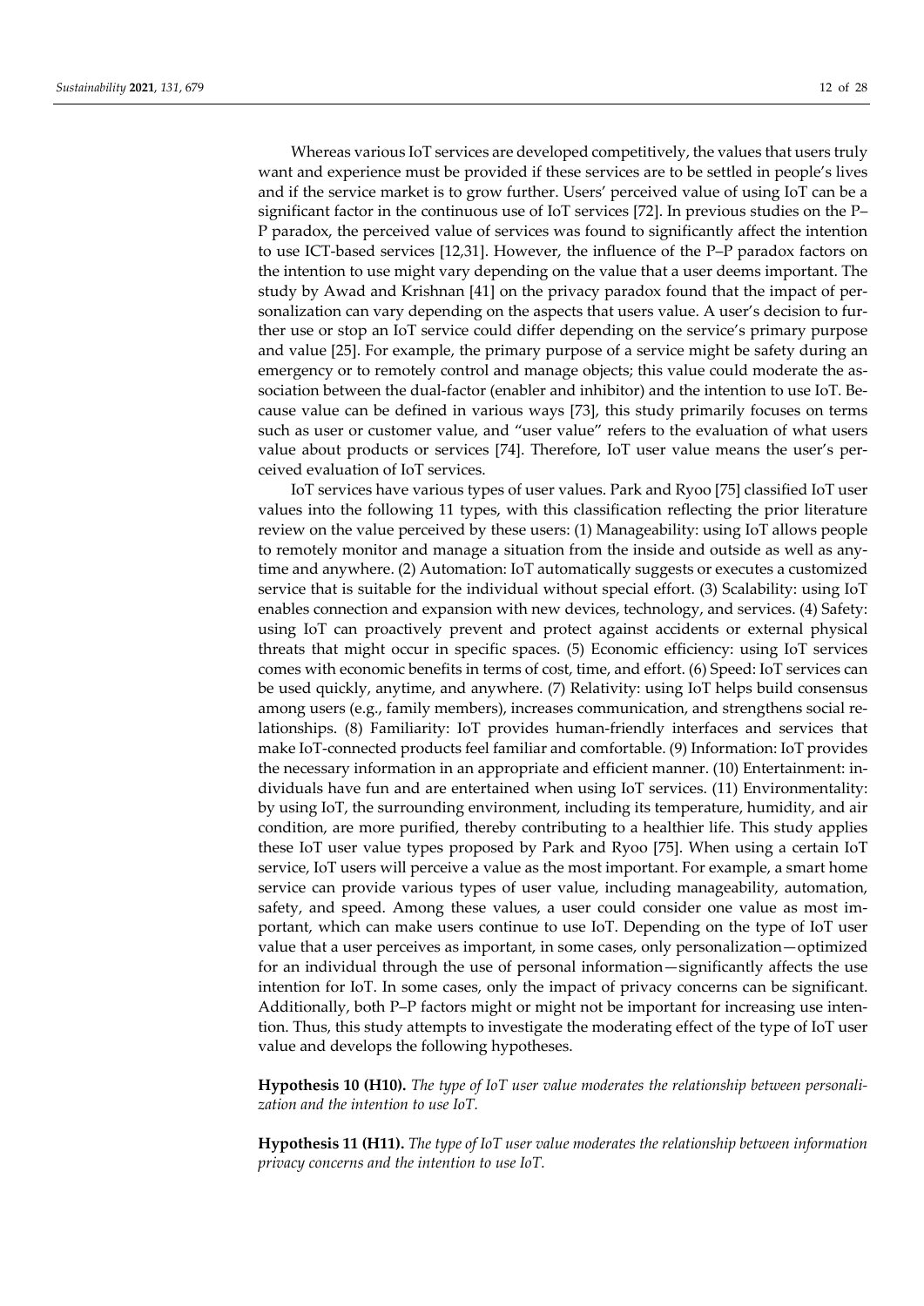Whereas various IoT services are developed competitively, the values that users truly want and experience must be provided if these services are to be settled in people's lives and if the service market is to grow further. Users' perceived value of using IoT can be a significant factor in the continuous use of IoT services [72]. In previous studies on the P–P paradox, the perceived value of services was found to significantly affect the intention to use ICT-based services [12,31]. However, the influence of the P–P paradox factors on the intention to use might vary depending on the value that a user deems important. The study by Awad and Krishnan [41] on the privacy paradox found that the impact of personalization can vary depending on the aspects that users value. A user's decision to further use or stop an IoT service could differ depending on the service's primary purpose and value [25]. For example, the primary purpose of a service might be safety during an emergency or to remotely control and manage objects; this value could moderate the association between the dual-factor (enabler and inhibitor) and the intention to use IoT. Because value can be defined in various ways [73], this study primarily focuses on terms such as user or customer value, and "user value" refers to the evaluation of what users value about products or services [74]. Therefore, IoT user value means the user's perceived evaluation of IoT services.

IoT services have various types of user values. Park and Ryoo [75] classified IoT user values into the following 11 types, with this classification reflecting the prior literature review on the value perceived by these users: (1) Manageability: using IoT allows people to remotely monitor and manage a situation from the inside and outside as well as anytime and anywhere. (2) Automation: IoT automatically suggests or executes a customized service that is suitable for the individual without special effort. (3) Scalability: using IoT enables connection and expansion with new devices, technology, and services. (4) Safety: using IoT can proactively prevent and protect against accidents or external physical threats that might occur in specific spaces. (5) Economic efficiency: using IoT services comes with economic benefits in terms of cost, time, and effort. (6) Speed: IoT services can be used quickly, anytime, and anywhere. (7) Relativity: using IoT helps build consensus among users (e.g., family members), increases communication, and strengthens social relationships. (8) Familiarity: IoT provides human-friendly interfaces and services that make IoT-connected products feel familiar and comfortable. (9) Information: IoT provides the necessary information in an appropriate and efficient manner. (10) Entertainment: individuals have fun and are entertained when using IoT services. (11) Environmentality: by using IoT, the surrounding environment, including its temperature, humidity, and air condition, are more purified, thereby contributing to a healthier life. This study applies these IoT user value types proposed by Park and Ryoo [75]. When using a certain IoT service, IoT users will perceive a value as the most important. For example, a smart home service can provide various types of user value, including manageability, automation, safety, and speed. Among these values, a user could consider one value as most important, which can make users continue to use IoT. Depending on the type of IoT user value that a user perceives as important, in some cases, only personalization—optimized for an individual through the use of personal information—significantly affects the use intention for IoT. In some cases, only the impact of privacy concerns can be significant. Additionally, both P–P factors might or might not be important for increasing use intention. Thus, this study attempts to investigate the moderating effect of the type of IoT user value and develops the following hypotheses.

**Hypothesis 10 (H10).** *The type of IoT user value moderates the relationship between personalization and the intention to use IoT.*

**Hypothesis 11 (H11).** *The type of IoT user value moderates the relationship between information privacy concerns and the intention to use IoT.*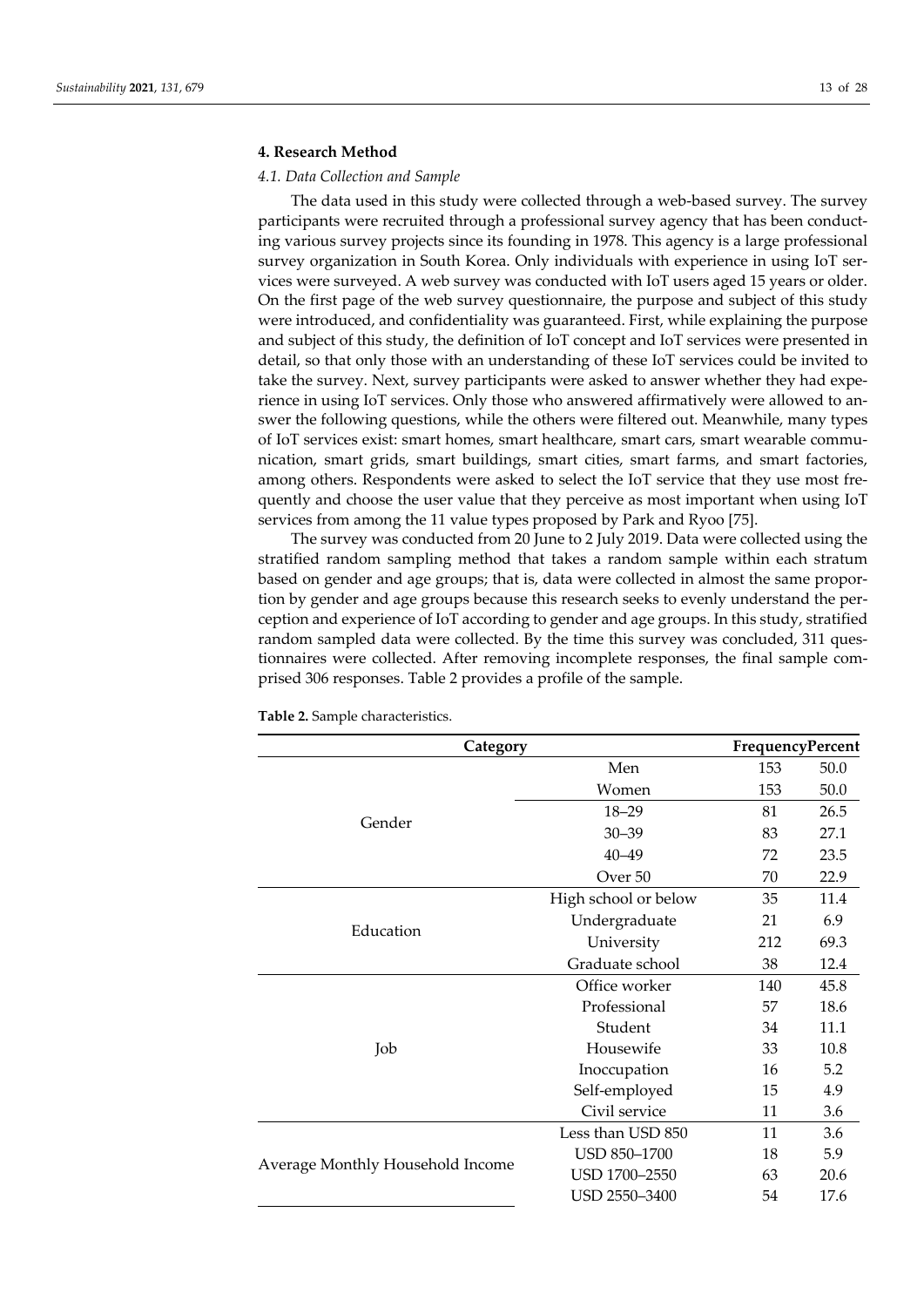## 4. Research Method

### *4.1. Data Collection and Sample*

The data used in this study were collected through a web-based survey. The survey participants were recruited through a professional survey agency that has been conducting various survey projects since its founding in 1978. This agency is a large professional survey organization in South Korea. Only individuals with experience in using IoT services were surveyed. A web survey was conducted with IoT users aged 15 years or older. On the first page of the web survey questionnaire, the purpose and subject of this study were introduced, and confidentiality was guaranteed. First, while explaining the purpose and subject of this study, the definition of IoT concept and IoT services were presented in detail, so that only those with an understanding of these IoT services could be invited to take the survey. Next, survey participants were asked to answer whether they had experience in using IoT services. Only those who answered affirmatively were allowed to answer the following questions, while the others were filtered out. Meanwhile, many types of IoT services exist: smart homes, smart healthcare, smart cars, smart wearable communication, smart grids, smart buildings, smart cities, smart farms, and smart factories, among others. Respondents were asked to select the IoT service that they use most frequently and choose the user value that they perceive as most important when using IoT services from among the 11 value types proposed by Park and Ryoo [75].

The survey was conducted from 20 June to 2 July 2019. Data were collected using the stratified random sampling method that takes a random sample within each stratum based on gender and age groups; that is, data were collected in almost the same proportion by gender and age groups because this research seeks to evenly understand the perception and experience of IoT according to gender and age groups. In this study, stratified random sampled data were collected. By the time this survey was concluded, 311 questionnaires were collected. After removing incomplete responses, the final sample comprised 306 responses. Table 2 provides a profile of the sample.

**Table 2.** Sample characteristics.

| Category | | Frequency | Percent |
|---|---|---|---|
| Gender | Men | 153 | 50.0 |
| | Women | 153 | 50.0 |
| | 18–29 | 81 | 26.5 |
| | 30–39 | 83 | 27.1 |
| | 40–49 | 72 | 23.5 |
| | Over 50 | 70 | 22.9 |
| Education | High school or below | 35 | 11.4 |
| | Undergraduate | 21 | 6.9 |
| | University | 212 | 69.3 |
| | Graduate school | 38 | 12.4 |
| Job | Office worker | 140 | 45.8 |
| | Professional | 57 | 18.6 |
| | Student | 34 | 11.1 |
| | Housewife | 33 | 10.8 |
| | Inoccupation | 16 | 5.2 |
| | Self-employed | 15 | 4.9 |
| | Civil service | 11 | 3.6 |
| Average Monthly Household Income | Less than USD 850 | 11 | 3.6 |
| | USD 850–1700 | 18 | 5.9 |
| | USD 1700–2550 | 63 | 20.6 |
| | USD 2550–3400 | 54 | 17.6 |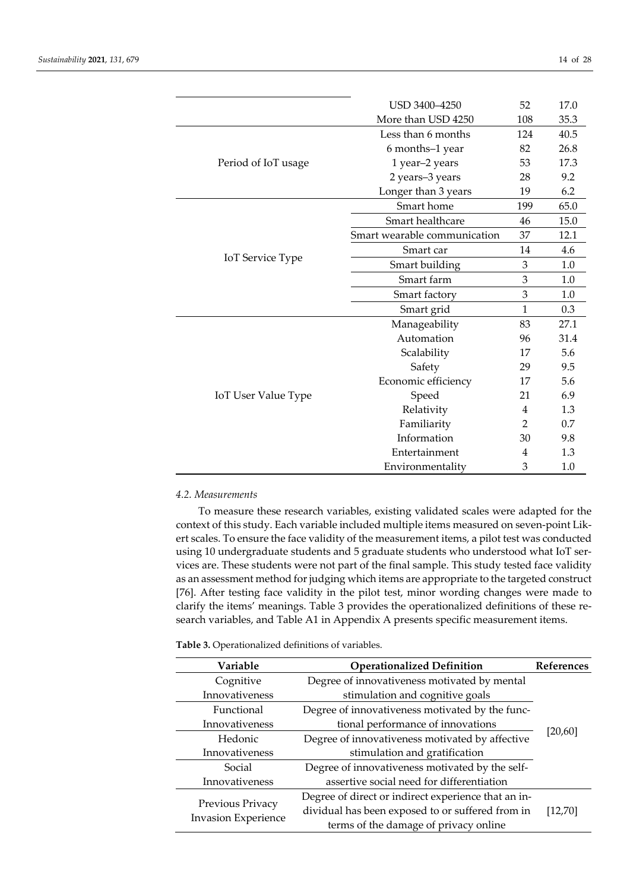| | | | |
|---|---|---|---|
| | USD 3400–4250 | 52 | 17.0 |
| | More than USD 4250 | 108 | 35.3 |
| Period of IoT usage | Less than 6 months | 124 | 40.5 |
| | 6 months–1 year | 82 | 26.8 |
| | 1 year–2 years | 53 | 17.3 |
| | 2 years–3 years | 28 | 9.2 |
| | Longer than 3 years | 19 | 6.2 |
| IoT Service Type | Smart home | 199 | 65.0 |
| | Smart healthcare | 46 | 15.0 |
| | Smart wearable communication | 37 | 12.1 |
| | Smart car | 14 | 4.6 |
| | Smart building | 3 | 1.0 |
| | Smart farm | 3 | 1.0 |
| | Smart factory | 3 | 1.0 |
| | Smart grid | 1 | 0.3 |
| IoT User Value Type | Manageability | 83 | 27.1 |
| | Automation | 96 | 31.4 |
| | Scalability | 17 | 5.6 |
| | Safety | 29 | 9.5 |
| | Economic efficiency | 17 | 5.6 |
| | Speed | 21 | 6.9 |
| | Relativity | 4 | 1.3 |
| | Familiarity | 2 | 0.7 |
| | Information | 30 | 9.8 |
| | Entertainment | 4 | 1.3 |
| | Environmentality | 3 | 1.0 |

### 4.2. Measurements

To measure these research variables, existing validated scales were adapted for the context of this study. Each variable included multiple items measured on seven-point Likert scales. To ensure the face validity of the measurement items, a pilot test was conducted using 10 undergraduate students and 5 graduate students who understood what IoT services are. These students were not part of the final sample. This study tested face validity as an assessment method for judging which items are appropriate to the targeted construct [76]. After testing face validity in the pilot test, minor wording changes were made to clarify the items' meanings. Table 3 provides the operationalized definitions of these research variables, and Table A1 in Appendix A presents specific measurement items.

**Table 3.** Operationalized definitions of variables.

| Variable | Operationalized Definition | References |
|---|---|---|
| Cognitive Innovativeness | Degree of innovativeness motivated by mental stimulation and cognitive goals | [20,60] |
| Functional Innovativeness | Degree of innovativeness motivated by the functional performance of innovations | |
| Hedonic Innovativeness | Degree of innovativeness motivated by affective stimulation and gratification | |
| Social Innovativeness | Degree of innovativeness motivated by the self-assertive social need for differentiation | |
| Previous Privacy Invasion Experience | Degree of direct or indirect experience that an individual has been exposed to or suffered from in terms of the damage of privacy online | [12,70] |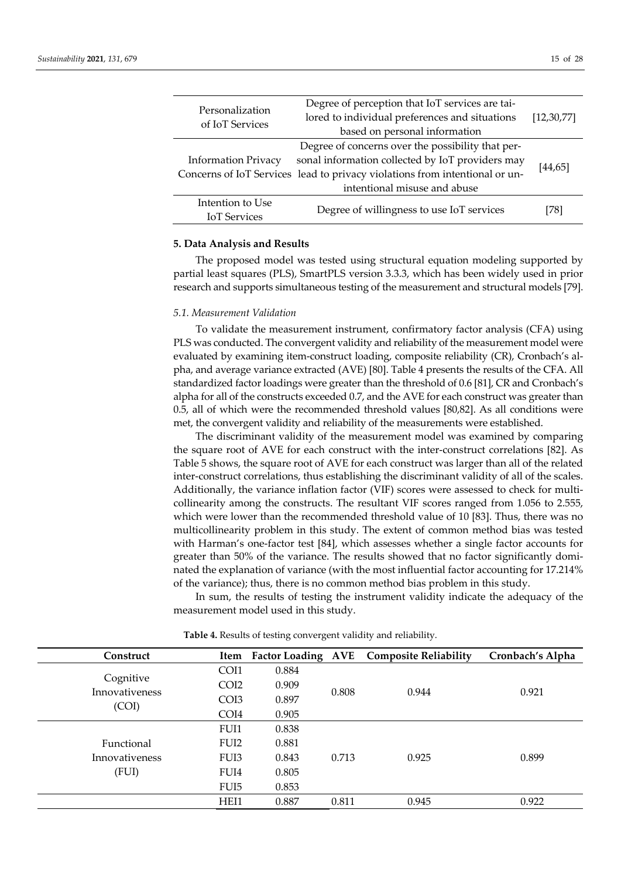| Personalization of IoT Services | Degree of perception that IoT services are tailored to individual preferences and situations based on personal information | [12,30,77] |
|---|---|---|
| Information Privacy Concerns of IoT Services | Degree of concerns over the possibility that personal information collected by IoT providers may lead to privacy violations from intentional or unintentional misuse and abuse | [44,65] |
| Intention to Use IoT Services | Degree of willingness to use IoT services | [78] |

## 5. Data Analysis and Results

The proposed model was tested using structural equation modeling supported by partial least squares (PLS), SmartPLS version 3.3.3, which has been widely used in prior research and supports simultaneous testing of the measurement and structural models [79].

### *5.1. Measurement Validation*

To validate the measurement instrument, confirmatory factor analysis (CFA) using PLS was conducted. The convergent validity and reliability of the measurement model were evaluated by examining item-construct loading, composite reliability (CR), Cronbach's alpha, and average variance extracted (AVE) [80]. Table 4 presents the results of the CFA. All standardized factor loadings were greater than the threshold of 0.6 [81], CR and Cronbach's alpha for all of the constructs exceeded 0.7, and the AVE for each construct was greater than 0.5, all of which were the recommended threshold values [80,82]. As all conditions were met, the convergent validity and reliability of the measurements were established.

The discriminant validity of the measurement model was examined by comparing the square root of AVE for each construct with the inter-construct correlations [82]. As Table 5 shows, the square root of AVE for each construct was larger than all of the related inter-construct correlations, thus establishing the discriminant validity of all of the scales. Additionally, the variance inflation factor (VIF) scores were assessed to check for multicollinearity among the constructs. The resultant VIF scores ranged from 1.056 to 2.555, which were lower than the recommended threshold value of 10 [83]. Thus, there was no multicollinearity problem in this study. The extent of common method bias was tested with Harman's one-factor test [84], which assesses whether a single factor accounts for greater than 50% of the variance. The results showed that no factor significantly dominated the explanation of variance (with the most influential factor accounting for 17.214% of the variance); thus, there is no common method bias problem in this study.

In sum, the results of testing the instrument validity indicate the adequacy of the measurement model used in this study.

**Table 4.** Results of testing convergent validity and reliability.

| Construct | Item | Factor Loading | AVE | Composite Reliability | Cronbach's Alpha |
|---|---|---|---|---|---|
| Cognitive Innovativeness (COI) | COI1 | 0.884 | 0.808 | 0.944 | 0.921 |
| | COI2 | 0.909 | | | |
| | COI3 | 0.897 | | | |
| | COI4 | 0.905 | | | |
| Functional Innovativeness (FUI) | FUI1 | 0.838 | 0.713 | 0.925 | 0.899 |
| | FUI2 | 0.881 | | | |
| | FUI3 | 0.843 | | | |
| | FUI4 | 0.805 | | | |
| | FUI5 | 0.853 | | | |
| | HEI1 | 0.887 | 0.811 | 0.945 | 0.922 |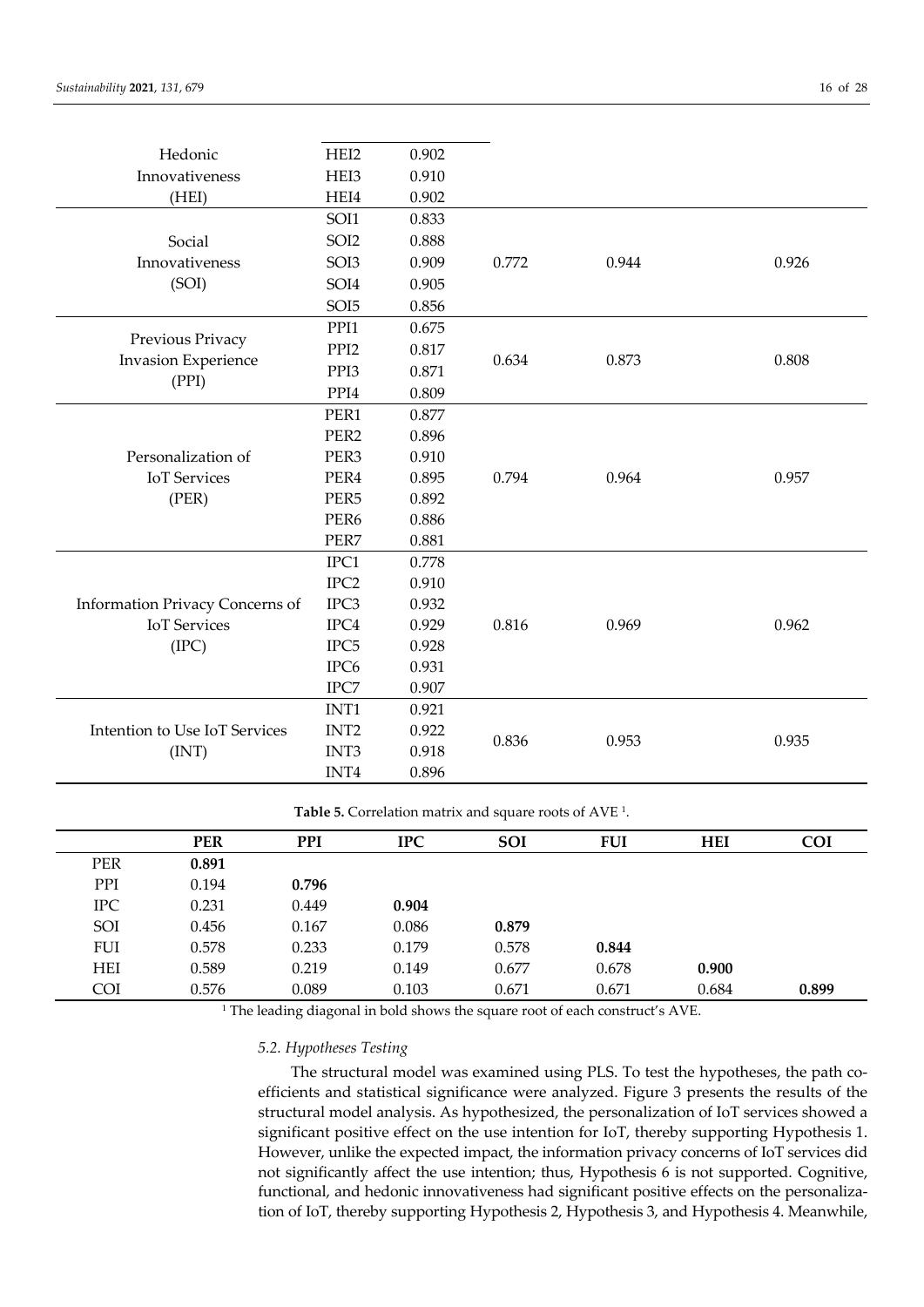| | | | | | |
|---|---|---|---|---|---|
| Hedonic Innovativeness (HEI) | HEI2 | 0.902 | | | |
| | HEI3 | 0.910 | | | |
| | HEI4 | 0.902 | | | |
| Social Innovativeness (SOI) | SOI1 | 0.833 | 0.772 | 0.944 | 0.926 |
| | SOI2 | 0.888 | | | |
| | SOI3 | 0.909 | | | |
| | SOI4 | 0.905 | | | |
| | SOI5 | 0.856 | | | |
| Previous Privacy Invasion Experience (PPI) | PPI1 | 0.675 | 0.634 | 0.873 | 0.808 |
| | PPI2 | 0.817 | | | |
| | PPI3 | 0.871 | | | |
| | PPI4 | 0.809 | | | |
| Personalization of IoT Services (PER) | PER1 | 0.877 | 0.794 | 0.964 | 0.957 |
| | PER2 | 0.896 | | | |
| | PER3 | 0.910 | | | |
| | PER4 | 0.895 | | | |
| | PER5 | 0.892 | | | |
| | PER6 | 0.886 | | | |
| | PER7 | 0.881 | | | |
| Information Privacy Concerns of IoT Services (IPC) | IPC1 | 0.778 | 0.816 | 0.969 | 0.962 |
| | IPC2 | 0.910 | | | |
| | IPC3 | 0.932 | | | |
| | IPC4 | 0.929 | | | |
| | IPC5 | 0.928 | | | |
| | IPC6 | 0.931 | | | |
| | IPC7 | 0.907 | | | |
| Intention to Use IoT Services (INT) | INT1 | 0.921 | 0.836 | 0.953 | 0.935 |
| | INT2 | 0.922 | | | |
| | INT3 | 0.918 | | | |
| | INT4 | 0.896 | | | |

**Table 5.** Correlation matrix and square roots of AVE [1].

| | PER | PPI | IPC | SOI | FUI | HEI | COI |
|---|---|---|---|---|---|---|---|
| PER | **0.891** | | | | | | |
| PPI | 0.194 | **0.796** | | | | | |
| IPC | 0.231 | 0.449 | **0.904** | | | | |
| SOI | 0.456 | 0.167 | 0.086 | **0.879** | | | |
| FUI | 0.578 | 0.233 | 0.179 | 0.578 | **0.844** | | |
| HEI | 0.589 | 0.219 | 0.149 | 0.677 | 0.678 | **0.900** | |
| COI | 0.576 | 0.089 | 0.103 | 0.671 | 0.671 | 0.684 | **0.899** |

[1] The leading diagonal in bold shows the square root of each construct's AVE.

### *5.2. Hypotheses Testing*

The structural model was examined using PLS. To test the hypotheses, the path coefficients and statistical significance were analyzed. Figure 3 presents the results of the structural model analysis. As hypothesized, the personalization of IoT services showed a significant positive effect on the use intention for IoT, thereby supporting Hypothesis 1. However, unlike the expected impact, the information privacy concerns of IoT services did not significantly affect the use intention; thus, Hypothesis 6 is not supported. Cognitive, functional, and hedonic innovativeness had significant positive effects on the personalization of IoT, thereby supporting Hypothesis 2, Hypothesis 3, and Hypothesis 4. Meanwhile,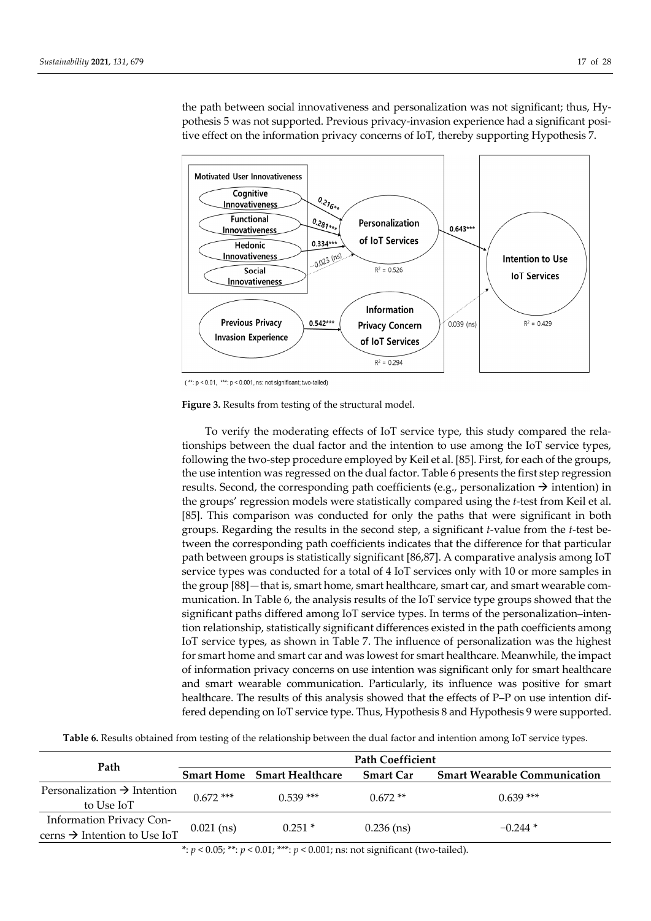the path between social innovativeness and personalization was not significant; thus, Hypothesis 5 was not supported. Previous privacy-invasion experience had a significant positive effect on the information privacy concerns of IoT, thereby supporting Hypothesis 7.

**Figure 3.** Results from testing of the structural model.

To verify the moderating effects of IoT service type, this study compared the relationships between the dual factor and the intention to use among the IoT service types, following the two-step procedure employed by Keil et al. [85]. First, for each of the groups, the use intention was regressed on the dual factor. Table 6 presents the first step regression results. Second, the corresponding path coefficients (e.g., personalization → intention) in the groups' regression models were statistically compared using the *t*-test from Keil et al. [85]. This comparison was conducted for only the paths that were significant in both groups. Regarding the results in the second step, a significant *t*-value from the *t*-test between the corresponding path coefficients indicates that the difference for that particular path between groups is statistically significant [86,87]. A comparative analysis among IoT service types was conducted for a total of 4 IoT services only with 10 or more samples in the group [88]—that is, smart home, smart healthcare, smart car, and smart wearable communication. In Table 6, the analysis results of the IoT service type groups showed that the significant paths differed among IoT service types. In terms of the personalization–intention relationship, statistically significant differences existed in the path coefficients among IoT service types, as shown in Table 7. The influence of personalization was the highest for smart home and smart car and was lowest for smart healthcare. Meanwhile, the impact of information privacy concerns on use intention was significant only for smart healthcare and smart wearable communication. Particularly, its influence was positive for smart healthcare. The results of this analysis showed that the effects of P–P on use intention differed depending on IoT service type. Thus, Hypothesis 8 and Hypothesis 9 were supported.

**Table 6.** Results obtained from testing of the relationship between the dual factor and intention among IoT service types.

| Path | Path Coefficient | | | |
|---|---|---|---|---|
| | **Smart Home** | **Smart Healthcare** | **Smart Car** | **Smart Wearable Communication** |
| Personalization → Intention to Use IoT | 0.672 *** | 0.539 *** | 0.672 ** | 0.639 *** |
| Information Privacy Concerns → Intention to Use IoT | 0.021 (ns) | 0.251 * | 0.236 (ns) | −0.244 * |

*: $p < 0.05$; **: $p < 0.01$; ***: $p < 0.001$; ns: not significant (two-tailed).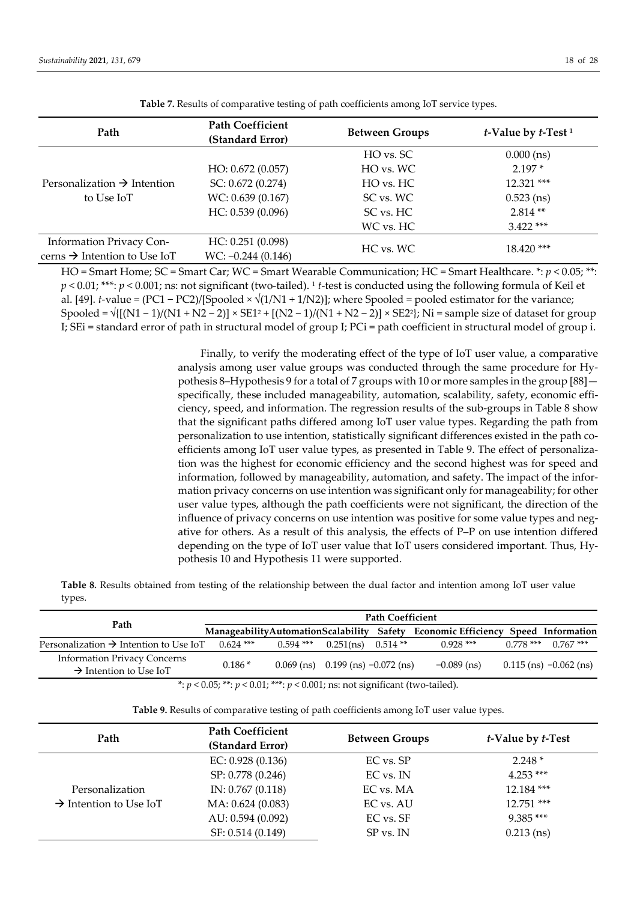**Table 7.** Results of comparative testing of path coefficients among IoT service types.

| Path | Path Coefficient (Standard Error) | Between Groups | $t$-Value by $t$-Test [1] |
|---|---|---|---|
| Personalization → Intention to Use IoT | HO: 0.672 (0.057) | HO vs. SC | 0.000 (ns) |
| | SC: 0.672 (0.274) | HO vs. WC | 2.197 * |
| | WC: 0.639 (0.167) | HO vs. HC | 12.321 *** |
| | HC: 0.539 (0.096) | SC vs. WC | 0.523 (ns) |
| | | SC vs. HC | 2.814 ** |
| | | WC vs. HC | 3.422 *** |
| Information Privacy Concerns → Intention to Use IoT | HC: 0.251 (0.098) WC: −0.244 (0.146) | HC vs. WC | 18.420 *** |

HO = Smart Home; SC = Smart Car; WC = Smart Wearable Communication; HC = Smart Healthcare. *: $p < 0.05$; **: $p < 0.01$; ***: $p < 0.001$; ns: not significant (two-tailed). [1] $t$-test is conducted using the following formula of Keil et al. [49]. $t$-value = $(PC1 - PC2)/[S_{pooled} \times \sqrt{(1/N1 + 1/N2)}]$; where Spooled = pooled estimator for the variance; $S_{pooled} = \sqrt{\{[(N1 - 1)/(N1 + N2 - 2)] \times SE1^2 + [(N2 - 1)/(N1 + N2 - 2)] \times SE2^2\}}$; Ni = sample size of dataset for group I; SEi = standard error of path in structural model of group I; PCi = path coefficient in structural model of group i.

Finally, to verify the moderating effect of the type of IoT user value, a comparative analysis among user value groups was conducted through the same procedure for Hypothesis 8–Hypothesis 9 for a total of 7 groups with 10 or more samples in the group [88]—specifically, these included manageability, automation, scalability, safety, economic efficiency, speed, and information. The regression results of the sub-groups in Table 8 show that the significant paths differed among IoT user value types. Regarding the path from personalization to use intention, statistically significant differences existed in the path coefficients among IoT user value types, as presented in Table 9. The effect of personalization was the highest for economic efficiency and the second highest was for speed and information, followed by manageability, automation, and safety. The impact of the information privacy concerns on use intention was significant only for manageability; for other user value types, although the path coefficients were not significant, the direction of the influence of privacy concerns on use intention was positive for some value types and negative for others. As a result of this analysis, the effects of P–P on use intention differed depending on the type of IoT user value that IoT users considered important. Thus, Hypothesis 10 and Hypothesis 11 were supported.

**Table 8.** Results obtained from testing of the relationship between the dual factor and intention among IoT user value types.

| Path | Path Coefficient | | | | | | |
|---|---|---|---|---|---|---|---|
| | Manageability | Automation | Scalability | Safety | Economic Efficiency | Speed | Information |
| Personalization → Intention to Use IoT | 0.624 *** | 0.594 *** | 0.251(ns) | 0.514 ** | 0.928 *** | 0.778 *** | 0.767 *** |
| Information Privacy Concerns → Intention to Use IoT | 0.186 * | 0.069 (ns) | 0.199 (ns) | −0.072 (ns) | −0.089 (ns) | 0.115 (ns) | −0.062 (ns) |

*: $p < 0.05$; **: $p < 0.01$; ***: $p < 0.001$; ns: not significant (two-tailed).

**Table 9.** Results of comparative testing of path coefficients among IoT user value types.

| Path | Path Coefficient (Standard Error) | Between Groups | $t$-Value by $t$-Test |
|---|---|---|---|
| Personalization → Intention to Use IoT | EC: 0.928 (0.136) | EC vs. SP | 2.248 * |
| | SP: 0.778 (0.246) | EC vs. IN | 4.253 *** |
| | IN: 0.767 (0.118) | EC vs. MA | 12.184 *** |
| | MA: 0.624 (0.083) | EC vs. AU | 12.751 *** |
| | AU: 0.594 (0.092) | EC vs. SF | 9.385 *** |
| | SF: 0.514 (0.149) | SP vs. IN | 0.213 (ns) |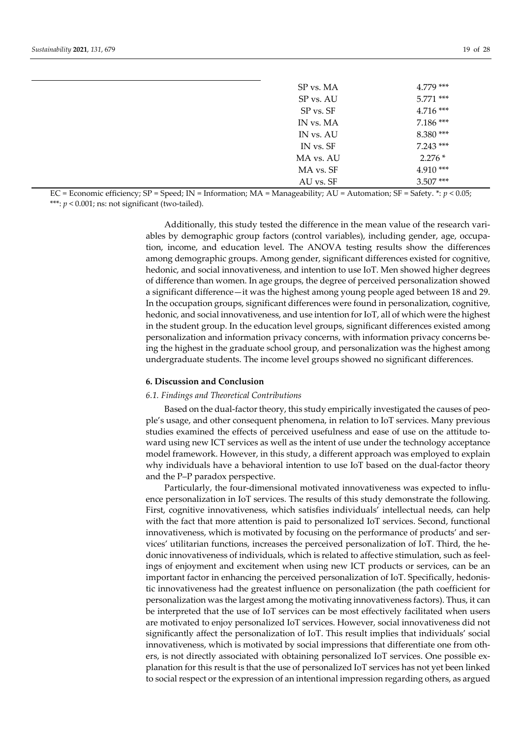| | | |
|---|---|---|
| | SP vs. MA | 4.779 *** |
| | SP vs. AU | 5.771 *** |
| | SP vs. SF | 4.716 *** |
| | IN vs. MA | 7.186 *** |
| | IN vs. AU | 8.380 *** |
| | IN vs. SF | 7.243 *** |
| | MA vs. AU | 2.276 * |
| | MA vs. SF | 4.910 *** |
| | AU vs. SF | 3.507 *** |

EC = Economic efficiency; SP = Speed; IN = Information; MA = Manageability; AU = Automation; SF = Safety. *: $p < 0.05$; ***: $p < 0.001$; ns: not significant (two-tailed).

Additionally, this study tested the difference in the mean value of the research variables by demographic group factors (control variables), including gender, age, occupation, income, and education level. The ANOVA testing results show the differences among demographic groups. Among gender, significant differences existed for cognitive, hedonic, and social innovativeness, and intention to use IoT. Men showed higher degrees of difference than women. In age groups, the degree of perceived personalization showed a significant difference—it was the highest among young people aged between 18 and 29. In the occupation groups, significant differences were found in personalization, cognitive, hedonic, and social innovativeness, and use intention for IoT, all of which were the highest in the student group. In the education level groups, significant differences existed among personalization and information privacy concerns, with information privacy concerns being the highest in the graduate school group, and personalization was the highest among undergraduate students. The income level groups showed no significant differences.

## 6. Discussion and Conclusion

### *6.1. Findings and Theoretical Contributions*

Based on the dual-factor theory, this study empirically investigated the causes of people's usage, and other consequent phenomena, in relation to IoT services. Many previous studies examined the effects of perceived usefulness and ease of use on the attitude toward using new ICT services as well as the intent of use under the technology acceptance model framework. However, in this study, a different approach was employed to explain why individuals have a behavioral intention to use IoT based on the dual-factor theory and the P–P paradox perspective.

Particularly, the four-dimensional motivated innovativeness was expected to influence personalization in IoT services. The results of this study demonstrate the following. First, cognitive innovativeness, which satisfies individuals' intellectual needs, can help with the fact that more attention is paid to personalized IoT services. Second, functional innovativeness, which is motivated by focusing on the performance of products' and services' utilitarian functions, increases the perceived personalization of IoT. Third, the hedonic innovativeness of individuals, which is related to affective stimulation, such as feelings of enjoyment and excitement when using new ICT products or services, can be an important factor in enhancing the perceived personalization of IoT. Specifically, hedonistic innovativeness had the greatest influence on personalization (the path coefficient for personalization was the largest among the motivating innovativeness factors). Thus, it can be interpreted that the use of IoT services can be most effectively facilitated when users are motivated to enjoy personalized IoT services. However, social innovativeness did not significantly affect the personalization of IoT. This result implies that individuals' social innovativeness, which is motivated by social impressions that differentiate one from others, is not directly associated with obtaining personalized IoT services. One possible explanation for this result is that the use of personalized IoT services has not yet been linked to social respect or the expression of an intentional impression regarding others, as argued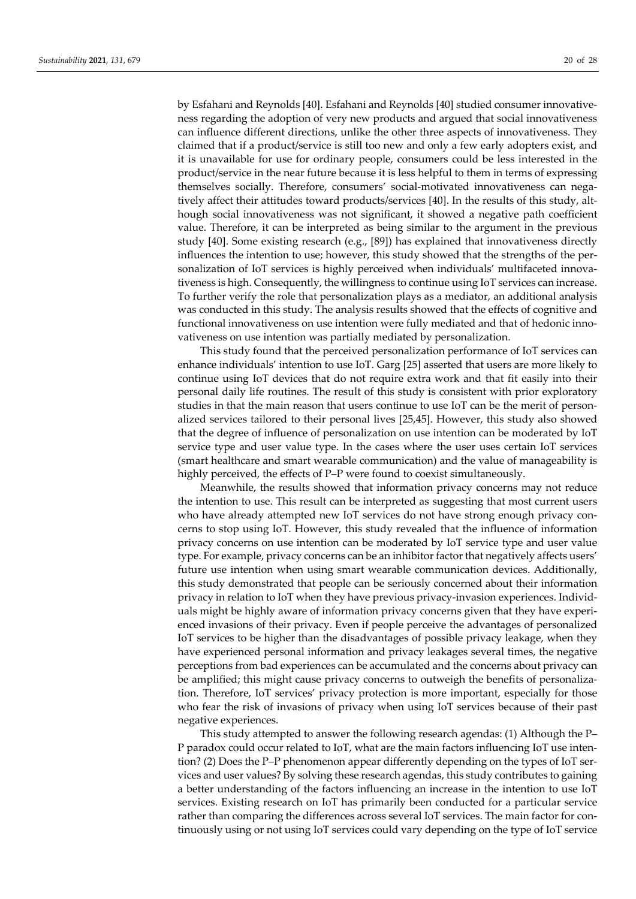by Esfahani and Reynolds [40]. Esfahani and Reynolds [40] studied consumer innovativeness regarding the adoption of very new products and argued that social innovativeness can influence different directions, unlike the other three aspects of innovativeness. They claimed that if a product/service is still too new and only a few early adopters exist, and it is unavailable for use for ordinary people, consumers could be less interested in the product/service in the near future because it is less helpful to them in terms of expressing themselves socially. Therefore, consumers' social-motivated innovativeness can negatively affect their attitudes toward products/services [40]. In the results of this study, although social innovativeness was not significant, it showed a negative path coefficient value. Therefore, it can be interpreted as being similar to the argument in the previous study [40]. Some existing research (e.g., [89]) has explained that innovativeness directly influences the intention to use; however, this study showed that the strengths of the personalization of IoT services is highly perceived when individuals' multifaceted innovativeness is high. Consequently, the willingness to continue using IoT services can increase. To further verify the role that personalization plays as a mediator, an additional analysis was conducted in this study. The analysis results showed that the effects of cognitive and functional innovativeness on use intention were fully mediated and that of hedonic innovativeness on use intention was partially mediated by personalization.

This study found that the perceived personalization performance of IoT services can enhance individuals' intention to use IoT. Garg [25] asserted that users are more likely to continue using IoT devices that do not require extra work and that fit easily into their personal daily life routines. The result of this study is consistent with prior exploratory studies in that the main reason that users continue to use IoT can be the merit of personalized services tailored to their personal lives [25,45]. However, this study also showed that the degree of influence of personalization on use intention can be moderated by IoT service type and user value type. In the cases where the user uses certain IoT services (smart healthcare and smart wearable communication) and the value of manageability is highly perceived, the effects of P–P were found to coexist simultaneously.

Meanwhile, the results showed that information privacy concerns may not reduce the intention to use. This result can be interpreted as suggesting that most current users who have already attempted new IoT services do not have strong enough privacy concerns to stop using IoT. However, this study revealed that the influence of information privacy concerns on use intention can be moderated by IoT service type and user value type. For example, privacy concerns can be an inhibitor factor that negatively affects users' future use intention when using smart wearable communication devices. Additionally, this study demonstrated that people can be seriously concerned about their information privacy in relation to IoT when they have previous privacy-invasion experiences. Individuals might be highly aware of information privacy concerns given that they have experienced invasions of their privacy. Even if people perceive the advantages of personalized IoT services to be higher than the disadvantages of possible privacy leakage, when they have experienced personal information and privacy leakages several times, the negative perceptions from bad experiences can be accumulated and the concerns about privacy can be amplified; this might cause privacy concerns to outweigh the benefits of personalization. Therefore, IoT services' privacy protection is more important, especially for those who fear the risk of invasions of privacy when using IoT services because of their past negative experiences.

This study attempted to answer the following research agendas: (1) Although the P–P paradox could occur related to IoT, what are the main factors influencing IoT use intention? (2) Does the P–P phenomenon appear differently depending on the types of IoT services and user values? By solving these research agendas, this study contributes to gaining a better understanding of the factors influencing an increase in the intention to use IoT services. Existing research on IoT has primarily been conducted for a particular service rather than comparing the differences across several IoT services. The main factor for continuously using or not using IoT services could vary depending on the type of IoT service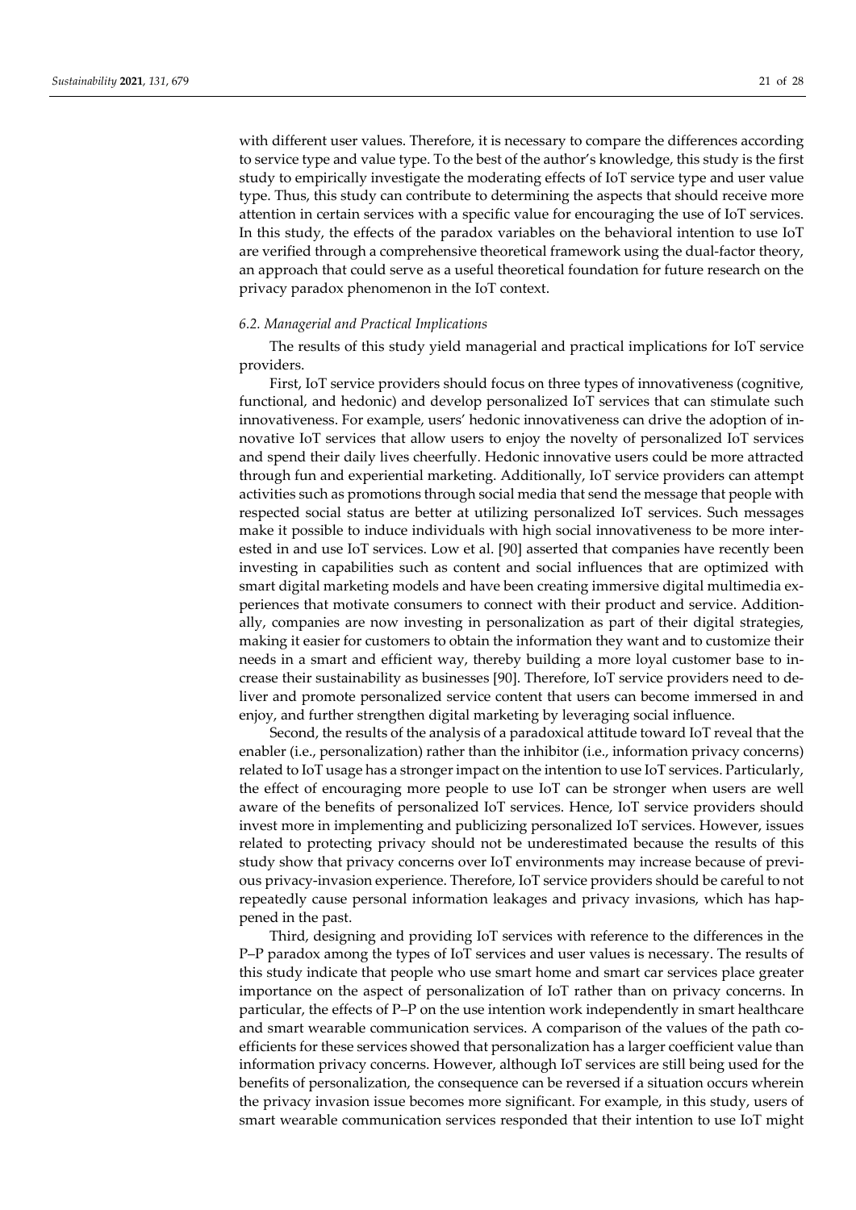with different user values. Therefore, it is necessary to compare the differences according to service type and value type. To the best of the author's knowledge, this study is the first study to empirically investigate the moderating effects of IoT service type and user value type. Thus, this study can contribute to determining the aspects that should receive more attention in certain services with a specific value for encouraging the use of IoT services. In this study, the effects of the paradox variables on the behavioral intention to use IoT are verified through a comprehensive theoretical framework using the dual-factor theory, an approach that could serve as a useful theoretical foundation for future research on the privacy paradox phenomenon in the IoT context.

### *6.2. Managerial and Practical Implications*

The results of this study yield managerial and practical implications for IoT service providers.

First, IoT service providers should focus on three types of innovativeness (cognitive, functional, and hedonic) and develop personalized IoT services that can stimulate such innovativeness. For example, users' hedonic innovativeness can drive the adoption of innovative IoT services that allow users to enjoy the novelty of personalized IoT services and spend their daily lives cheerfully. Hedonic innovative users could be more attracted through fun and experiential marketing. Additionally, IoT service providers can attempt activities such as promotions through social media that send the message that people with respected social status are better at utilizing personalized IoT services. Such messages make it possible to induce individuals with high social innovativeness to be more interested in and use IoT services. Low et al. [90] asserted that companies have recently been investing in capabilities such as content and social influences that are optimized with smart digital marketing models and have been creating immersive digital multimedia experiences that motivate consumers to connect with their product and service. Additionally, companies are now investing in personalization as part of their digital strategies, making it easier for customers to obtain the information they want and to customize their needs in a smart and efficient way, thereby building a more loyal customer base to increase their sustainability as businesses [90]. Therefore, IoT service providers need to deliver and promote personalized service content that users can become immersed in and enjoy, and further strengthen digital marketing by leveraging social influence.

Second, the results of the analysis of a paradoxical attitude toward IoT reveal that the enabler (i.e., personalization) rather than the inhibitor (i.e., information privacy concerns) related to IoT usage has a stronger impact on the intention to use IoT services. Particularly, the effect of encouraging more people to use IoT can be stronger when users are well aware of the benefits of personalized IoT services. Hence, IoT service providers should invest more in implementing and publicizing personalized IoT services. However, issues related to protecting privacy should not be underestimated because the results of this study show that privacy concerns over IoT environments may increase because of previous privacy-invasion experience. Therefore, IoT service providers should be careful to not repeatedly cause personal information leakages and privacy invasions, which has happened in the past.

Third, designing and providing IoT services with reference to the differences in the P–P paradox among the types of IoT services and user values is necessary. The results of this study indicate that people who use smart home and smart car services place greater importance on the aspect of personalization of IoT rather than on privacy concerns. In particular, the effects of P–P on the use intention work independently in smart healthcare and smart wearable communication services. A comparison of the values of the path coefficients for these services showed that personalization has a larger coefficient value than information privacy concerns. However, although IoT services are still being used for the benefits of personalization, the consequence can be reversed if a situation occurs wherein the privacy invasion issue becomes more significant. For example, in this study, users of smart wearable communication services responded that their intention to use IoT might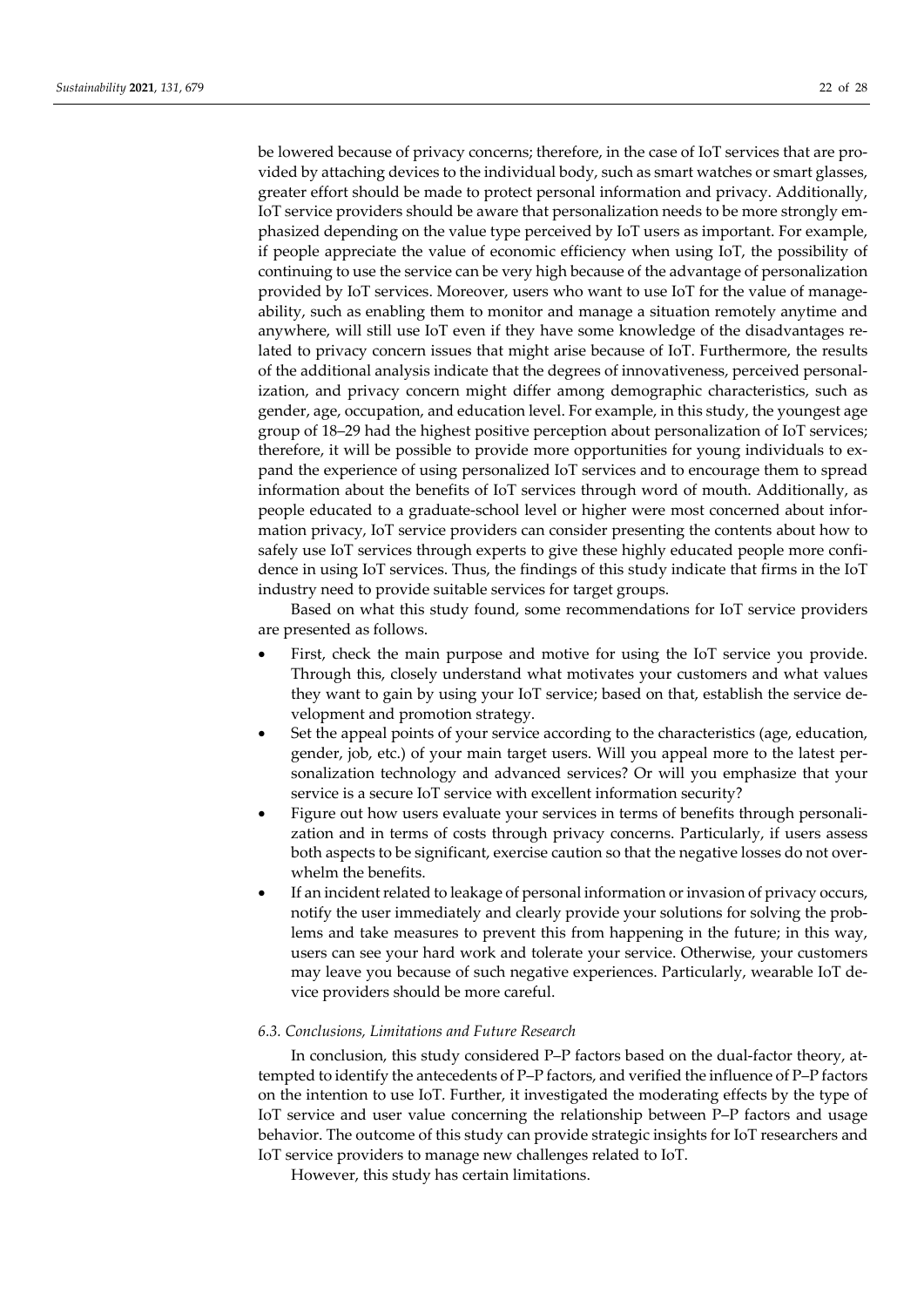be lowered because of privacy concerns; therefore, in the case of IoT services that are provided by attaching devices to the individual body, such as smart watches or smart glasses, greater effort should be made to protect personal information and privacy. Additionally, IoT service providers should be aware that personalization needs to be more strongly emphasized depending on the value type perceived by IoT users as important. For example, if people appreciate the value of economic efficiency when using IoT, the possibility of continuing to use the service can be very high because of the advantage of personalization provided by IoT services. Moreover, users who want to use IoT for the value of manageability, such as enabling them to monitor and manage a situation remotely anytime and anywhere, will still use IoT even if they have some knowledge of the disadvantages related to privacy concern issues that might arise because of IoT. Furthermore, the results of the additional analysis indicate that the degrees of innovativeness, perceived personalization, and privacy concern might differ among demographic characteristics, such as gender, age, occupation, and education level. For example, in this study, the youngest age group of 18–29 had the highest positive perception about personalization of IoT services; therefore, it will be possible to provide more opportunities for young individuals to expand the experience of using personalized IoT services and to encourage them to spread information about the benefits of IoT services through word of mouth. Additionally, as people educated to a graduate-school level or higher were most concerned about information privacy, IoT service providers can consider presenting the contents about how to safely use IoT services through experts to give these highly educated people more confidence in using IoT services. Thus, the findings of this study indicate that firms in the IoT industry need to provide suitable services for target groups.

Based on what this study found, some recommendations for IoT service providers are presented as follows.

- First, check the main purpose and motive for using the IoT service you provide. Through this, closely understand what motivates your customers and what values they want to gain by using your IoT service; based on that, establish the service development and promotion strategy.
- Set the appeal points of your service according to the characteristics (age, education, gender, job, etc.) of your main target users. Will you appeal more to the latest personalization technology and advanced services? Or will you emphasize that your service is a secure IoT service with excellent information security?
- Figure out how users evaluate your services in terms of benefits through personalization and in terms of costs through privacy concerns. Particularly, if users assess both aspects to be significant, exercise caution so that the negative losses do not overwhelm the benefits.
- If an incident related to leakage of personal information or invasion of privacy occurs, notify the user immediately and clearly provide your solutions for solving the problems and take measures to prevent this from happening in the future; in this way, users can see your hard work and tolerate your service. Otherwise, your customers may leave you because of such negative experiences. Particularly, wearable IoT device providers should be more careful.

### *6.3. Conclusions, Limitations and Future Research*

In conclusion, this study considered P–P factors based on the dual-factor theory, attempted to identify the antecedents of P–P factors, and verified the influence of P–P factors on the intention to use IoT. Further, it investigated the moderating effects by the type of IoT service and user value concerning the relationship between P–P factors and usage behavior. The outcome of this study can provide strategic insights for IoT researchers and IoT service providers to manage new challenges related to IoT.

However, this study has certain limitations.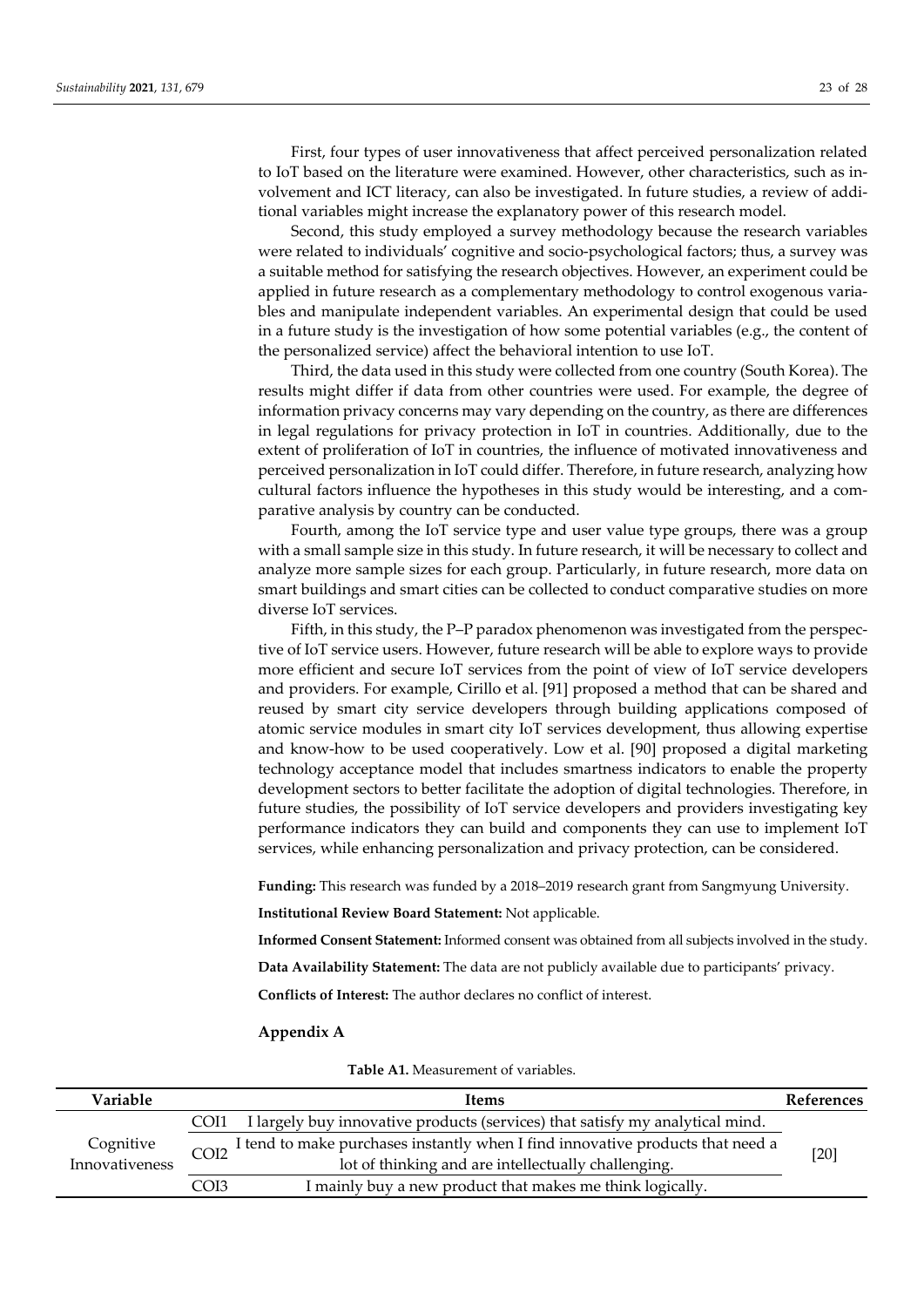First, four types of user innovativeness that affect perceived personalization related to IoT based on the literature were examined. However, other characteristics, such as involvement and ICT literacy, can also be investigated. In future studies, a review of additional variables might increase the explanatory power of this research model.

Second, this study employed a survey methodology because the research variables were related to individuals' cognitive and socio-psychological factors; thus, a survey was a suitable method for satisfying the research objectives. However, an experiment could be applied in future research as a complementary methodology to control exogenous variables and manipulate independent variables. An experimental design that could be used in a future study is the investigation of how some potential variables (e.g., the content of the personalized service) affect the behavioral intention to use IoT.

Third, the data used in this study were collected from one country (South Korea). The results might differ if data from other countries were used. For example, the degree of information privacy concerns may vary depending on the country, as there are differences in legal regulations for privacy protection in IoT in countries. Additionally, due to the extent of proliferation of IoT in countries, the influence of motivated innovativeness and perceived personalization in IoT could differ. Therefore, in future research, analyzing how cultural factors influence the hypotheses in this study would be interesting, and a comparative analysis by country can be conducted.

Fourth, among the IoT service type and user value type groups, there was a group with a small sample size in this study. In future research, it will be necessary to collect and analyze more sample sizes for each group. Particularly, in future research, more data on smart buildings and smart cities can be collected to conduct comparative studies on more diverse IoT services.

Fifth, in this study, the P–P paradox phenomenon was investigated from the perspective of IoT service users. However, future research will be able to explore ways to provide more efficient and secure IoT services from the point of view of IoT service developers and providers. For example, Cirillo et al. [91] proposed a method that can be shared and reused by smart city service developers through building applications composed of atomic service modules in smart city IoT services development, thus allowing expertise and know-how to be used cooperatively. Low et al. [90] proposed a digital marketing technology acceptance model that includes smartness indicators to enable the property development sectors to better facilitate the adoption of digital technologies. Therefore, in future studies, the possibility of IoT service developers and providers investigating key performance indicators they can build and components they can use to implement IoT services, while enhancing personalization and privacy protection, can be considered.

**Funding:** This research was funded by a 2018–2019 research grant from Sangmyung University.

**Institutional Review Board Statement:** Not applicable.

**Informed Consent Statement:** Informed consent was obtained from all subjects involved in the study.

**Data Availability Statement:** The data are not publicly available due to participants' privacy.

**Conflicts of Interest:** The author declares no conflict of interest.

## Appendix A

**Table A1.** Measurement of variables.

| Variable | | Items | References |
|---|---|---|---|
| Cognitive Innovativeness | COI1 | I largely buy innovative products (services) that satisfy my analytical mind. | [20] |
| | COI2 | I tend to make purchases instantly when I find innovative products that need a lot of thinking and are intellectually challenging. | |
| | COI3 | I mainly buy a new product that makes me think logically. | |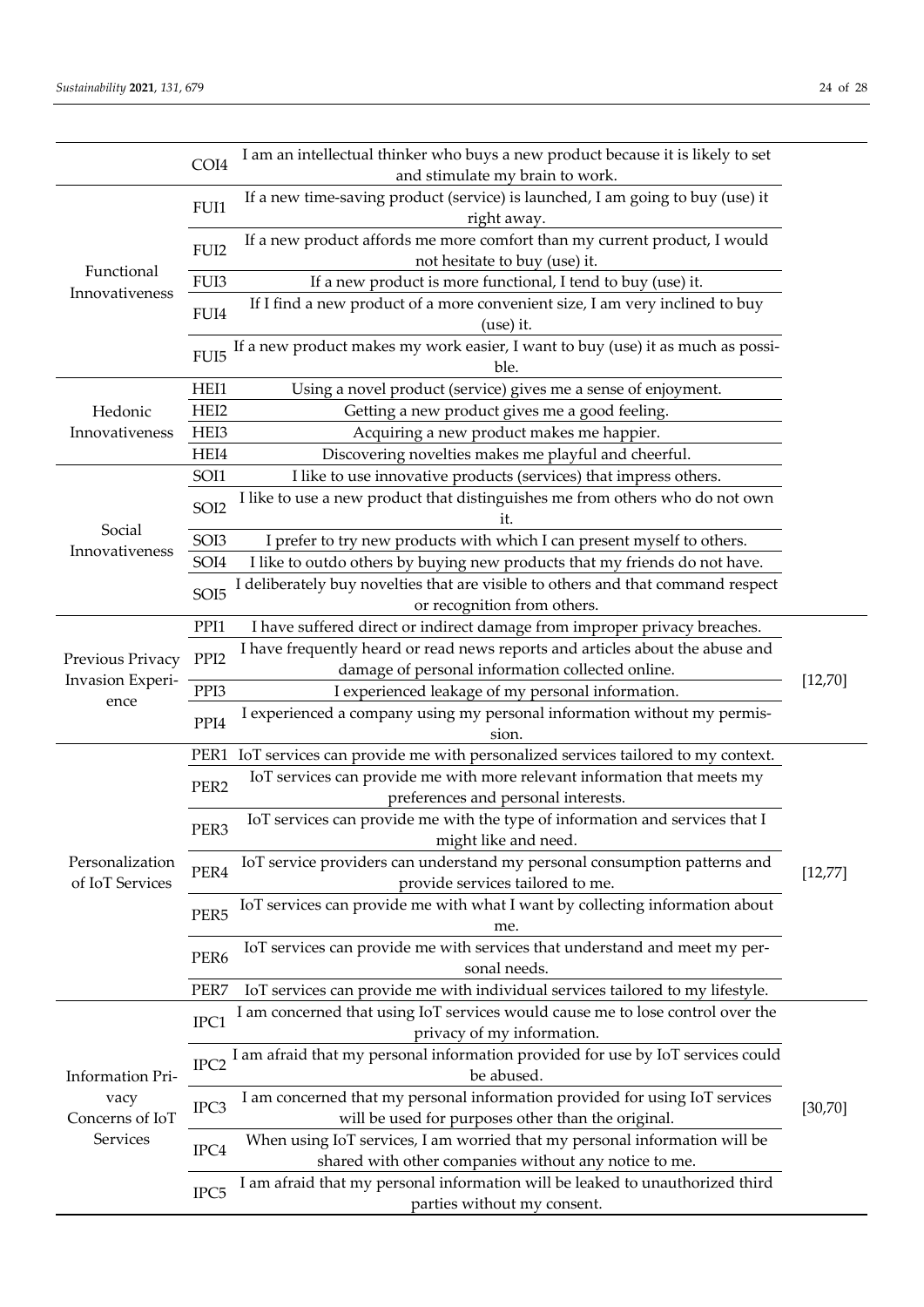| | | | |
|---|---|---|---|
| | COI4 | I am an intellectual thinker who buys a new product because it is likely to set and stimulate my brain to work. | |
| Functional Innovativeness | FUI1 | If a new time-saving product (service) is launched, I am going to buy (use) it right away. | |
| | FUI2 | If a new product affords me more comfort than my current product, I would not hesitate to buy (use) it. | |
| | FUI3 | If a new product is more functional, I tend to buy (use) it. | |
| | FUI4 | If I find a new product of a more convenient size, I am very inclined to buy (use) it. | |
| | FUI5 | If a new product makes my work easier, I want to buy (use) it as much as possible. | |
| Hedonic Innovativeness | HEI1 | Using a novel product (service) gives me a sense of enjoyment. | |
| | HEI2 | Getting a new product gives me a good feeling. | |
| | HEI3 | Acquiring a new product makes me happier. | |
| | HEI4 | Discovering novelties makes me playful and cheerful. | |
| Social Innovativeness | SOI1 | I like to use innovative products (services) that impress others. | |
| | SOI2 | I like to use a new product that distinguishes me from others who do not own it. | |
| | SOI3 | I prefer to try new products with which I can present myself to others. | |
| | SOI4 | I like to outdo others by buying new products that my friends do not have. | |
| | SOI5 | I deliberately buy novelties that are visible to others and that command respect or recognition from others. | |
| Previous Privacy Invasion Experience | PPI1 | I have suffered direct or indirect damage from improper privacy breaches. | [12,70] |
| | PPI2 | I have frequently heard or read news reports and articles about the abuse and damage of personal information collected online. | |
| | PPI3 | I experienced leakage of my personal information. | |
| | PPI4 | I experienced a company using my personal information without my permission. | |
| Personalization of IoT Services | PER1 | IoT services can provide me with personalized services tailored to my context. | [12,77] |
| | PER2 | IoT services can provide me with more relevant information that meets my preferences and personal interests. | |
| | PER3 | IoT services can provide me with the type of information and services that I might like and need. | |
| | PER4 | IoT service providers can understand my personal consumption patterns and provide services tailored to me. | |
| | PER5 | IoT services can provide me with what I want by collecting information about me. | |
| | PER6 | IoT services can provide me with services that understand and meet my personal needs. | |
| | PER7 | IoT services can provide me with individual services tailored to my lifestyle. | |
| Information Privacy Concerns of IoT Services | IPC1 | I am concerned that using IoT services would cause me to lose control over the privacy of my information. | [30,70] |
| | IPC2 | I am afraid that my personal information provided for use by IoT services could be abused. | |
| | IPC3 | I am concerned that my personal information provided for using IoT services will be used for purposes other than the original. | |
| | IPC4 | When using IoT services, I am worried that my personal information will be shared with other companies without any notice to me. | |
| | IPC5 | I am afraid that my personal information will be leaked to unauthorized third parties without my consent. | |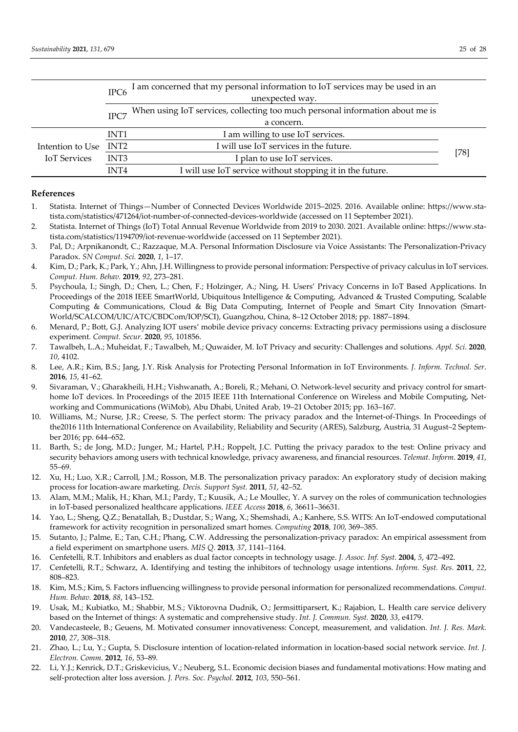| | | | |
|---|---|---|---|
| | IPC6 | I am concerned that my personal information to IoT services may be used in an unexpected way. | |
| | IPC7 | When using IoT services, collecting too much personal information about me is a concern. | |
| Intention to Use IoT Services | INT1 | I am willing to use IoT services. | [78] |
| | INT2 | I will use IoT services in the future. | |
| | INT3 | I plan to use IoT services. | |
| | INT4 | I will use IoT service without stopping it in the future. | |

## References

1. Statista. Internet of Things—Number of Connected Devices Worldwide 2015–2025. 2016. Available online: https://www.statista.com/statistics/471264/iot-number-of-connected-devices-worldwide (accessed on 11 September 2021).
2. Statista. Internet of Things (IoT) Total Annual Revenue Worldwide from 2019 to 2030. 2021. Available online: https://www.statista.com/statistics/1194709/iot-revenue-worldwide (accessed on 11 September 2021).
3. Pal, D.; Arpnikanondt, C.; Razzaque, M.A. Personal Information Disclosure via Voice Assistants: The Personalization-Privacy Paradox. *SN Comput. Sci.* **2020**, *1*, 1–17.
4. Kim, D.; Park, K.; Park, Y.; Ahn, J.H. Willingness to provide personal information: Perspective of privacy calculus in IoT services. *Comput. Hum. Behav.* **2019**, *92*, 273–281.
5. Psychoula, I.; Singh, D.; Chen, L.; Chen, F.; Holzinger, A.; Ning, H. Users' Privacy Concerns in IoT Based Applications. In Proceedings of the 2018 IEEE SmartWorld, Ubiquitous Intelligence & Computing, Advanced & Trusted Computing, Scalable Computing & Communications, Cloud & Big Data Computing, Internet of People and Smart City Innovation (SmartWorld/SCALCOM/UIC/ATC/CBDCom/IOP/SCI), Guangzhou, China, 8–12 October 2018; pp. 1887–1894.
6. Menard, P.; Bott, G.J. Analyzing IOT users' mobile device privacy concerns: Extracting privacy permissions using a disclosure experiment. *Comput. Secur.* **2020**, *95*, 101856.
7. Tawalbeh, L.A.; Muheidat, F.; Tawalbeh, M.; Quwaider, M. IoT Privacy and security: Challenges and solutions. *Appl. Sci.* **2020**, *10*, 4102.
8. Lee, A.R.; Kim, B.S.; Jang, J.Y. Risk Analysis for Protecting Personal Information in IoT Environments. *J. Inform. Technol. Ser.* **2016**, *15*, 41–62.
9. Sivaraman, V.; Gharakheili, H.H.; Vishwanath, A.; Boreli, R.; Mehani, O. Network-level security and privacy control for smart-home IoT devices. In Proceedings of the 2015 IEEE 11th International Conference on Wireless and Mobile Computing, Networking and Communications (WiMob), Abu Dhabi, United Arab, 19–21 October 2015; pp. 163–167.
10. Williams, M.; Nurse, J.R.; Creese, S. The perfect storm: The privacy paradox and the Internet-of-Things. In Proceedings of the2016 11th International Conference on Availability, Reliability and Security (ARES), Salzburg, Austria, 31 August–2 September 2016; pp. 644–652.
11. Barth, S.; de Jong, M.D.; Junger, M.; Hartel, P.H.; Roppelt, J.C. Putting the privacy paradox to the test: Online privacy and security behaviors among users with technical knowledge, privacy awareness, and financial resources. *Telemat. Inform.* **2019**, *41*, 55–69.
12. Xu, H.; Luo, X.R.; Carroll, J.M.; Rosson, M.B. The personalization privacy paradox: An exploratory study of decision making process for location-aware marketing. *Decis. Support Syst.* **2011**, *51*, 42–52.
13. Alam, M.M.; Malik, H.; Khan, M.I.; Pardy, T.; Kuusik, A.; Le Moullec, Y. A survey on the roles of communication technologies in IoT-based personalized healthcare applications. *IEEE Access* **2018**, *6*, 36611–36631.
14. Yao, L.; Sheng, Q.Z.; Benatallah, B.; Dustdar, S.; Wang, X.; Shemshadi, A.; Kanhere, S.S. WITS: An IoT-endowed computational framework for activity recognition in personalized smart homes. *Computing* **2018**, *100*, 369–385.
15. Sutanto, J.; Palme, E.; Tan, C.H.; Phang, C.W. Addressing the personalization-privacy paradox: An empirical assessment from a field experiment on smartphone users. *MIS Q*. **2013**, *37*, 1141–1164.
16. Cenfetelli, R.T. Inhibitors and enablers as dual factor concepts in technology usage. *J. Assoc. Inf. Syst*. **2004**, *5*, 472–492.
17. Cenfetelli, R.T.; Schwarz, A. Identifying and testing the inhibitors of technology usage intentions. *Inform. Syst. Res.* **2011**, *22*, 808–823.
18. Kim, M.S.; Kim, S. Factors influencing willingness to provide personal information for personalized recommendations. *Comput. Hum. Behav.* **2018**, *88*, 143–152.
19. Usak, M.; Kubiatko, M.; Shabbir, M.S.; Viktorovna Dudnik, O.; Jermsittiparsert, K.; Rajabion, L. Health care service delivery based on the Internet of things: A systematic and comprehensive study. *Int. J. Commun. Syst.* **2020**, *33*, e4179.
20. Vandecasteele, B.; Geuens, M. Motivated consumer innovativeness: Concept, measurement, and validation. *Int. J. Res. Mark.* **2010**, *27*, 308–318.
21. Zhao, L.; Lu, Y.; Gupta, S. Disclosure intention of location-related information in location-based social network service. *Int. J. Electron. Comm.* **2012**, *16*, 53–89.
22. Li, Y.J.; Kenrick, D.T.; Griskevicius, V.; Neuberg, S.L. Economic decision biases and fundamental motivations: How mating and self-protection alter loss aversion. *J. Pers. Soc. Psychol.* **2012**, *103*, 550–561.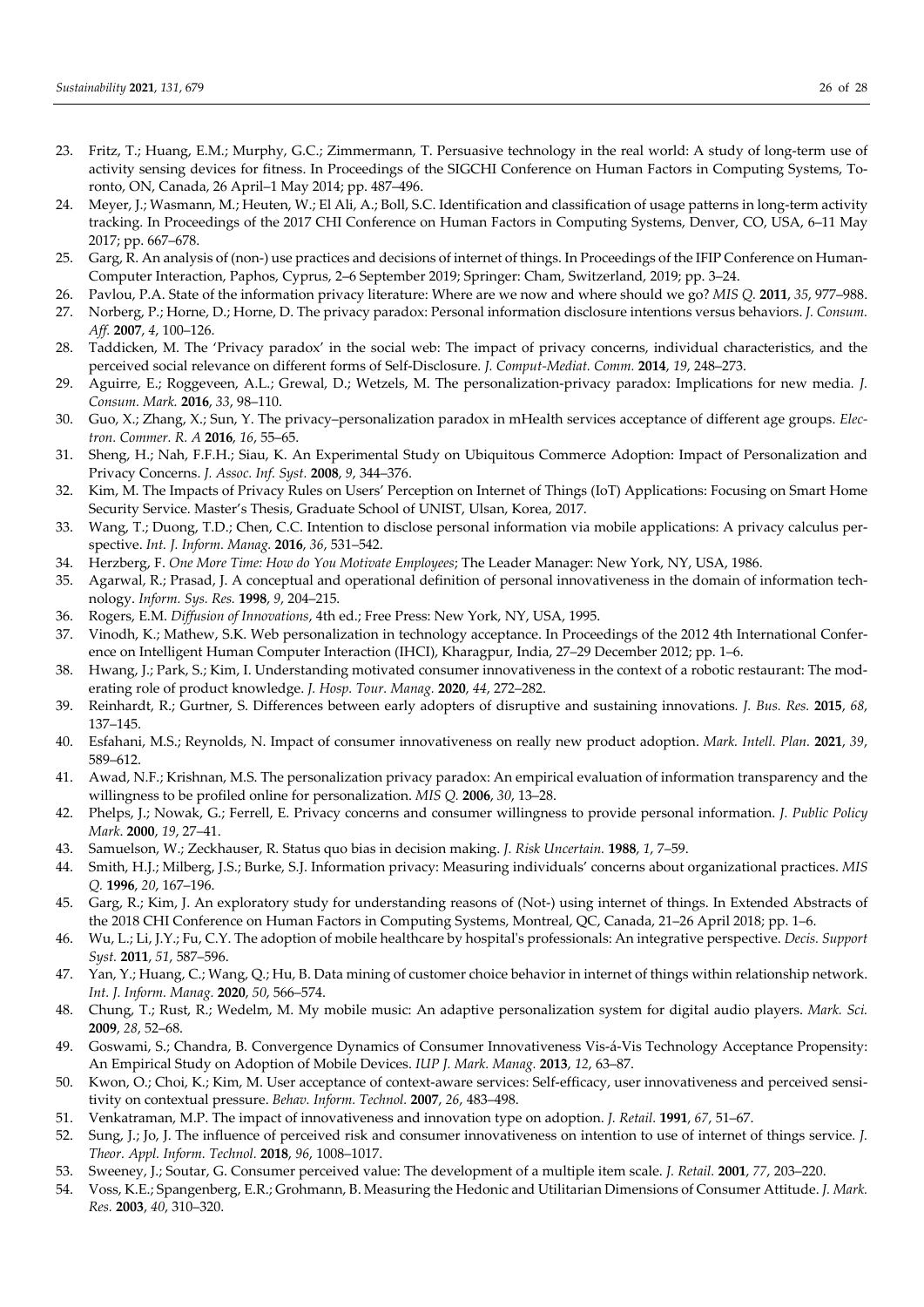23. Fritz, T.; Huang, E.M.; Murphy, G.C.; Zimmermann, T. Persuasive technology in the real world: A study of long-term use of activity sensing devices for fitness. In Proceedings of the SIGCHI Conference on Human Factors in Computing Systems, Toronto, ON, Canada, 26 April–1 May 2014; pp. 487–496.
24. Meyer, J.; Wasmann, M.; Heuten, W.; El Ali, A.; Boll, S.C. Identification and classification of usage patterns in long-term activity tracking. In Proceedings of the 2017 CHI Conference on Human Factors in Computing Systems, Denver, CO, USA, 6–11 May 2017; pp. 667–678.
25. Garg, R. An analysis of (non-) use practices and decisions of internet of things. In Proceedings of the IFIP Conference on Human-Computer Interaction, Paphos, Cyprus, 2–6 September 2019; Springer: Cham, Switzerland, 2019; pp. 3–24.
26. Pavlou, P.A. State of the information privacy literature: Where are we now and where should we go? *MIS Q.* **2011**, *35*, 977–988.
27. Norberg, P.; Horne, D.; Horne, D. The privacy paradox: Personal information disclosure intentions versus behaviors. *J. Consum. Aff.* **2007**, *4*, 100–126.
28. Taddicken, M. The 'Privacy paradox' in the social web: The impact of privacy concerns, individual characteristics, and the perceived social relevance on different forms of Self-Disclosure. *J. Comput-Mediat. Comm.* **2014**, *19*, 248–273.
29. Aguirre, E.; Roggeveen, A.L.; Grewal, D.; Wetzels, M. The personalization-privacy paradox: Implications for new media. *J. Consum. Mark.* **2016**, *33*, 98–110.
30. Guo, X.; Zhang, X.; Sun, Y. The privacy–personalization paradox in mHealth services acceptance of different age groups. *Electron. Commer. R. A* **2016**, *16*, 55–65.
31. Sheng, H.; Nah, F.F.H.; Siau, K. An Experimental Study on Ubiquitous Commerce Adoption: Impact of Personalization and Privacy Concerns. *J. Assoc. Inf. Syst.* **2008**, *9*, 344–376.
32. Kim, M. The Impacts of Privacy Rules on Users' Perception on Internet of Things (IoT) Applications: Focusing on Smart Home Security Service. Master's Thesis, Graduate School of UNIST, Ulsan, Korea, 2017.
33. Wang, T.; Duong, T.D.; Chen, C.C. Intention to disclose personal information via mobile applications: A privacy calculus perspective. *Int. J. Inform. Manag.* **2016**, *36*, 531–542.
34. Herzberg, F. *One More Time: How do You Motivate Employees*; The Leader Manager: New York, NY, USA, 1986.
35. Agarwal, R.; Prasad, J. A conceptual and operational definition of personal innovativeness in the domain of information technology. *Inform. Sys. Res.* **1998**, *9*, 204–215.
36. Rogers, E.M. *Diffusion of Innovations*, 4th ed.; Free Press: New York, NY, USA, 1995.
37. Vinodh, K.; Mathew, S.K. Web personalization in technology acceptance. In Proceedings of the 2012 4th International Conference on Intelligent Human Computer Interaction (IHCI), Kharagpur, India, 27–29 December 2012; pp. 1–6.
38. Hwang, J.; Park, S.; Kim, I. Understanding motivated consumer innovativeness in the context of a robotic restaurant: The moderating role of product knowledge. *J. Hosp. Tour. Manag.* **2020**, *44*, 272–282.
39. Reinhardt, R.; Gurtner, S. Differences between early adopters of disruptive and sustaining innovations. *J. Bus. Res.* **2015**, *68*, 137–145.
40. Esfahani, M.S.; Reynolds, N. Impact of consumer innovativeness on really new product adoption. *Mark. Intell. Plan.* **2021**, *39*, 589–612.
41. Awad, N.F.; Krishnan, M.S. The personalization privacy paradox: An empirical evaluation of information transparency and the willingness to be profiled online for personalization. *MIS Q.* **2006**, *30*, 13–28.
42. Phelps, J.; Nowak, G.; Ferrell, E. Privacy concerns and consumer willingness to provide personal information. *J. Public Policy Mark.* **2000**, *19*, 27–41.
43. Samuelson, W.; Zeckhauser, R. Status quo bias in decision making. *J. Risk Uncertain.* **1988**, *1*, 7–59.
44. Smith, H.J.; Milberg, J.S.; Burke, S.J. Information privacy: Measuring individuals' concerns about organizational practices. *MIS Q.* **1996**, *20*, 167–196.
45. Garg, R.; Kim, J. An exploratory study for understanding reasons of (Not-) using internet of things. In Extended Abstracts of the 2018 CHI Conference on Human Factors in Computing Systems, Montreal, QC, Canada, 21–26 April 2018; pp. 1–6.
46. Wu, L.; Li, J.Y.; Fu, C.Y. The adoption of mobile healthcare by hospital's professionals: An integrative perspective. *Decis. Support Syst.* **2011**, *51*, 587–596.
47. Yan, Y.; Huang, C.; Wang, Q.; Hu, B. Data mining of customer choice behavior in internet of things within relationship network. *Int. J. Inform. Manag.* **2020**, *50*, 566–574.
48. Chung, T.; Rust, R.; Wedelm, M. My mobile music: An adaptive personalization system for digital audio players. *Mark. Sci.* **2009**, *28*, 52–68.
49. Goswami, S.; Chandra, B. Convergence Dynamics of Consumer Innovativeness Vis-á-Vis Technology Acceptance Propensity: An Empirical Study on Adoption of Mobile Devices. *IUP J. Mark. Manag.* **2013**, *12*, 63–87.
50. Kwon, O.; Choi, K.; Kim, M. User acceptance of context-aware services: Self-efficacy, user innovativeness and perceived sensitivity on contextual pressure. *Behav. Inform. Technol.* **2007**, *26*, 483–498.
51. Venkatraman, M.P. The impact of innovativeness and innovation type on adoption. *J. Retail.* **1991**, *67*, 51–67.
52. Sung, J.; Jo, J. The influence of perceived risk and consumer innovativeness on intention to use of internet of things service. *J. Theor. Appl. Inform. Technol.* **2018**, *96*, 1008–1017.
53. Sweeney, J.; Soutar, G. Consumer perceived value: The development of a multiple item scale. *J. Retail.* **2001**, *77*, 203–220.
54. Voss, K.E.; Spangenberg, E.R.; Grohmann, B. Measuring the Hedonic and Utilitarian Dimensions of Consumer Attitude. *J. Mark. Res.* **2003**, *40*, 310–320.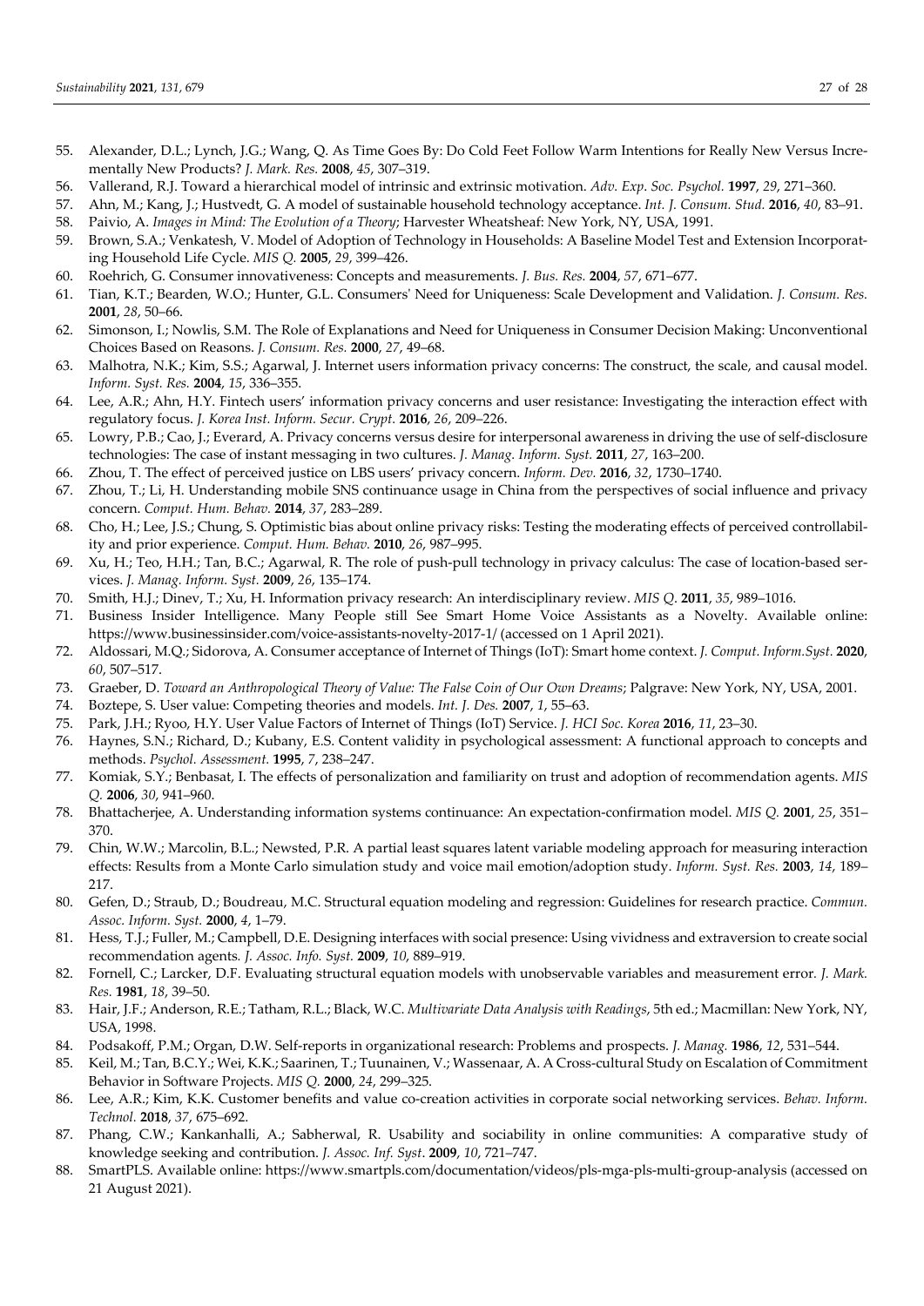55. Alexander, D.L.; Lynch, J.G.; Wang, Q. As Time Goes By: Do Cold Feet Follow Warm Intentions for Really New Versus Incrementally New Products? *J. Mark. Res.* **2008**, *45*, 307–319.
56. Vallerand, R.J. Toward a hierarchical model of intrinsic and extrinsic motivation. *Adv. Exp. Soc. Psychol.* **1997**, *29*, 271–360.
57. Ahn, M.; Kang, J.; Hustvedt, G. A model of sustainable household technology acceptance. *Int. J. Consum. Stud.* **2016**, *40*, 83–91.
58. Paivio, A. *Images in Mind: The Evolution of a Theory*; Harvester Wheatsheaf: New York, NY, USA, 1991.
59. Brown, S.A.; Venkatesh, V. Model of Adoption of Technology in Households: A Baseline Model Test and Extension Incorporating Household Life Cycle. *MIS Q.* **2005**, *29*, 399–426.
60. Roehrich, G. Consumer innovativeness: Concepts and measurements. *J. Bus. Res.* **2004**, *57*, 671–677.
61. Tian, K.T.; Bearden, W.O.; Hunter, G.L. Consumers' Need for Uniqueness: Scale Development and Validation. *J. Consum. Res.* **2001**, *28*, 50–66.
62. Simonson, I.; Nowlis, S.M. The Role of Explanations and Need for Uniqueness in Consumer Decision Making: Unconventional Choices Based on Reasons. *J. Consum. Res.* **2000**, *27*, 49–68.
63. Malhotra, N.K.; Kim, S.S.; Agarwal, J. Internet users information privacy concerns: The construct, the scale, and causal model. *Inform. Syst. Res.* **2004**, *15*, 336–355.
64. Lee, A.R.; Ahn, H.Y. Fintech users' information privacy concerns and user resistance: Investigating the interaction effect with regulatory focus. *J. Korea Inst. Inform. Secur. Crypt.* **2016**, *26*, 209–226.
65. Lowry, P.B.; Cao, J.; Everard, A. Privacy concerns versus desire for interpersonal awareness in driving the use of self-disclosure technologies: The case of instant messaging in two cultures. *J. Manag. Inform. Syst.* **2011**, *27*, 163–200.
66. Zhou, T. The effect of perceived justice on LBS users' privacy concern. *Inform. Dev.* **2016**, *32*, 1730–1740.
67. Zhou, T.; Li, H. Understanding mobile SNS continuance usage in China from the perspectives of social influence and privacy concern. *Comput. Hum. Behav.* **2014**, *37*, 283–289.
68. Cho, H.; Lee, J.S.; Chung, S. Optimistic bias about online privacy risks: Testing the moderating effects of perceived controllability and prior experience. *Comput. Hum. Behav.* **2010**, *26*, 987–995.
69. Xu, H.; Teo, H.H.; Tan, B.C.; Agarwal, R. The role of push-pull technology in privacy calculus: The case of location-based services. *J. Manag. Inform. Syst.* **2009**, *26*, 135–174.
70. Smith, H.J.; Dinev, T.; Xu, H. Information privacy research: An interdisciplinary review. *MIS Q*. **2011**, *35*, 989–1016.
71. Business Insider Intelligence. Many People still See Smart Home Voice Assistants as a Novelty. Available online: https://www.businessinsider.com/voice-assistants-novelty-2017-1/ (accessed on 1 April 2021).
72. Aldossari, M.Q.; Sidorova, A. Consumer acceptance of Internet of Things (IoT): Smart home context. *J. Comput. Inform.Syst.* **2020**, *60*, 507–517.
73. Graeber, D. *Toward an Anthropological Theory of Value: The False Coin of Our Own Dreams*; Palgrave: New York, NY, USA, 2001.
74. Boztepe, S. User value: Competing theories and models. *Int. J. Des.* **2007**, *1*, 55–63.
75. Park, J.H.; Ryoo, H.Y. User Value Factors of Internet of Things (IoT) Service. *J. HCI Soc. Korea* **2016**, *11*, 23–30.
76. Haynes, S.N.; Richard, D.; Kubany, E.S. Content validity in psychological assessment: A functional approach to concepts and methods. *Psychol. Assessment.* **1995**, *7*, 238–247.
77. Komiak, S.Y.; Benbasat, I. The effects of personalization and familiarity on trust and adoption of recommendation agents. *MIS Q.* **2006**, *30*, 941–960.
78. Bhattacherjee, A. Understanding information systems continuance: An expectation-confirmation model. *MIS Q.* **2001**, *25*, 351–370.
79. Chin, W.W.; Marcolin, B.L.; Newsted, P.R. A partial least squares latent variable modeling approach for measuring interaction effects: Results from a Monte Carlo simulation study and voice mail emotion/adoption study. *Inform. Syst. Res.* **2003**, *14*, 189–217.
80. Gefen, D.; Straub, D.; Boudreau, M.C. Structural equation modeling and regression: Guidelines for research practice. *Commun. Assoc. Inform. Syst.* **2000**, *4*, 1–79.
81. Hess, T.J.; Fuller, M.; Campbell, D.E. Designing interfaces with social presence: Using vividness and extraversion to create social recommendation agents. *J. Assoc. Info. Syst.* **2009**, *10*, 889–919.
82. Fornell, C.; Larcker, D.F. Evaluating structural equation models with unobservable variables and measurement error. *J. Mark. Res.* **1981**, *18*, 39–50.
83. Hair, J.F.; Anderson, R.E.; Tatham, R.L.; Black, W.C. *Multivariate Data Analysis with Readings*, 5th ed.; Macmillan: New York, NY, USA, 1998.
84. Podsakoff, P.M.; Organ, D.W. Self-reports in organizational research: Problems and prospects. *J. Manag.* **1986**, *12*, 531–544.
85. Keil, M.; Tan, B.C.Y.; Wei, K.K.; Saarinen, T.; Tuunainen, V.; Wassenaar, A. A Cross-cultural Study on Escalation of Commitment Behavior in Software Projects. *MIS Q.* **2000**, *24*, 299–325.
86. Lee, A.R.; Kim, K.K. Customer benefits and value co-creation activities in corporate social networking services. *Behav. Inform. Technol.* **2018**, *37*, 675–692.
87. Phang, C.W.; Kankanhalli, A.; Sabherwal, R. Usability and sociability in online communities: A comparative study of knowledge seeking and contribution. *J. Assoc. Inf. Syst*. **2009**, *10*, 721–747.
88. SmartPLS. Available online: https://www.smartpls.com/documentation/videos/pls-mga-pls-multi-group-analysis (accessed on 21 August 2021).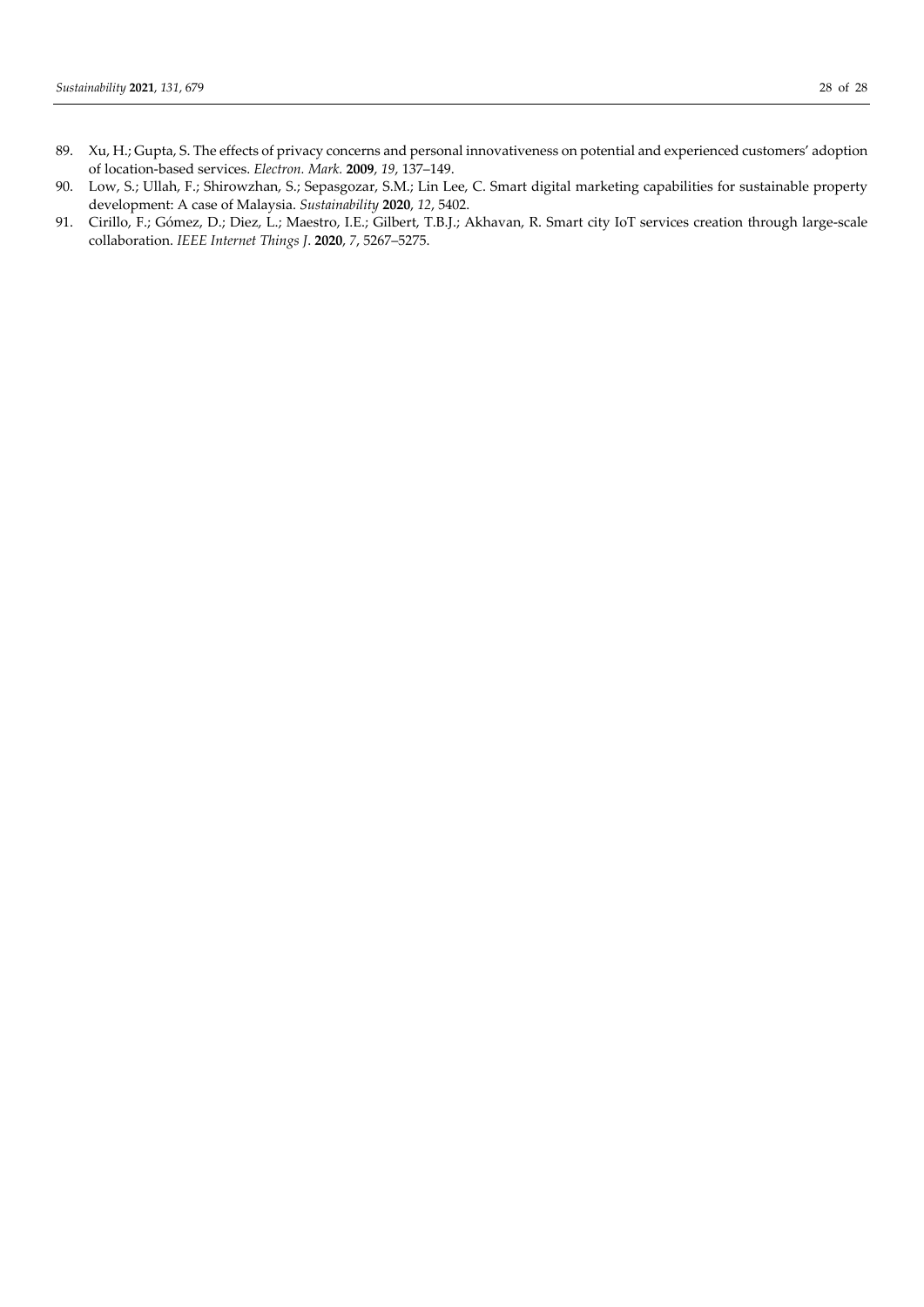89. Xu, H.; Gupta, S. The effects of privacy concerns and personal innovativeness on potential and experienced customers' adoption of location-based services. *Electron. Mark.* **2009**, *19*, 137–149.
90. Low, S.; Ullah, F.; Shirowzhan, S.; Sepasgozar, S.M.; Lin Lee, C. Smart digital marketing capabilities for sustainable property development: A case of Malaysia. *Sustainability* **2020**, *12*, 5402.
91. Cirillo, F.; Gómez, D.; Diez, L.; Maestro, I.E.; Gilbert, T.B.J.; Akhavan, R. Smart city IoT services creation through large-scale collaboration. *IEEE Internet Things J.* **2020**, *7*, 5267–5275.